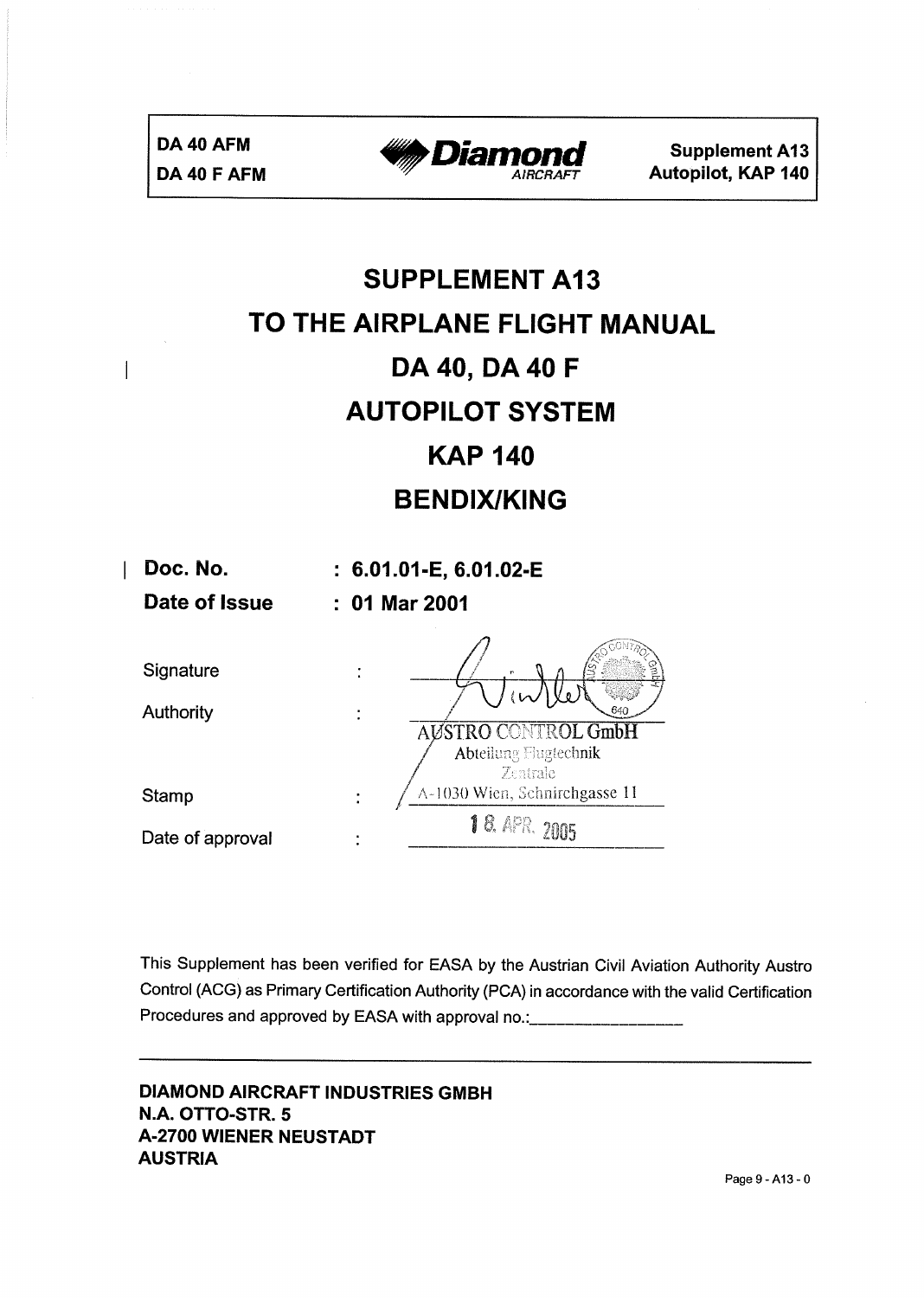# SUPPLEMENT A13

# TO THE AIRPLANE FLIGHT MANUAL

# DA 40, DA 40 F

# AUTOPILOT SYSTEM

# KAP 140

# BENDIX/KING

| | |
|---|---|
| **Doc. No.** | **: 6.01.01-E, 6.01.02-E** |
| **Date of Issue** | **: 01 Mar 2001** |
| Signature | : |
| Authority | : AUSTRO CONTROL GmbH Abteilung Flugtechnik Zentrale |
| Stamp | : A-1030 Wien, Schnirchgasse 11 |
| Date of approval | : 18. APR. 2005 |

This Supplement has been verified for EASA by the Austrian Civil Aviation Authority Austro Control (ACG) as Primary Certification Authority (PCA) in accordance with the valid Certification Procedures and approved by EASA with approval no.:_________________

---

**DIAMOND AIRCRAFT INDUSTRIES GMBH**
**N.A. OTTO-STR. 5**
**A-2700 WIENER NEUSTADT**
**AUSTRIA**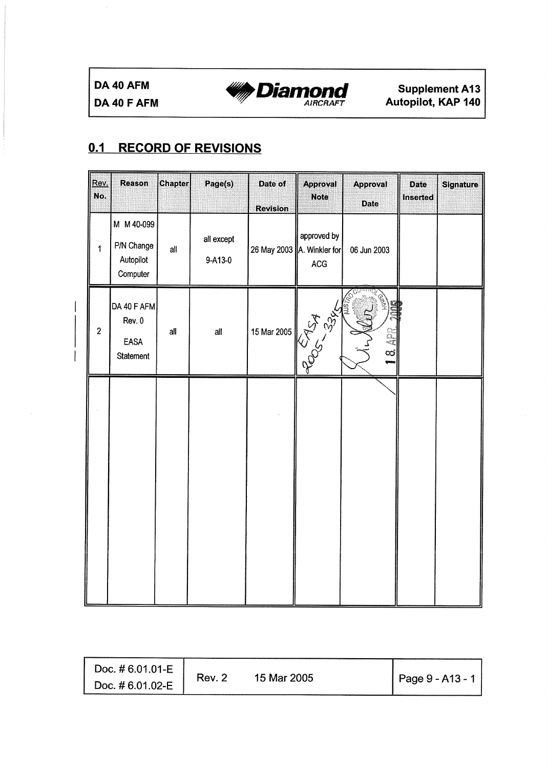## 0.1 RECORD OF REVISIONS

| Rev. No. | Reason | Chapter | Page(s) | Date of Revision | Approval Note | Approval Date | Date Inserted | Signature |
|---|---|---|---|---|---|---|---|---|
| 1 | M M 40-099 P/N Change Autopilot Computer | all | all except 9-A13-0 | 26 May 2003 | approved by A. Winkler for ACG | 06 Jun 2003 | | |
| 2 | DA 40 F AFM Rev. 0 EASA Statement | all | all | 15 Mar 2005 | EASA 2005-3345 | 18. APR. 2005 | | |
| | | | | | | | | |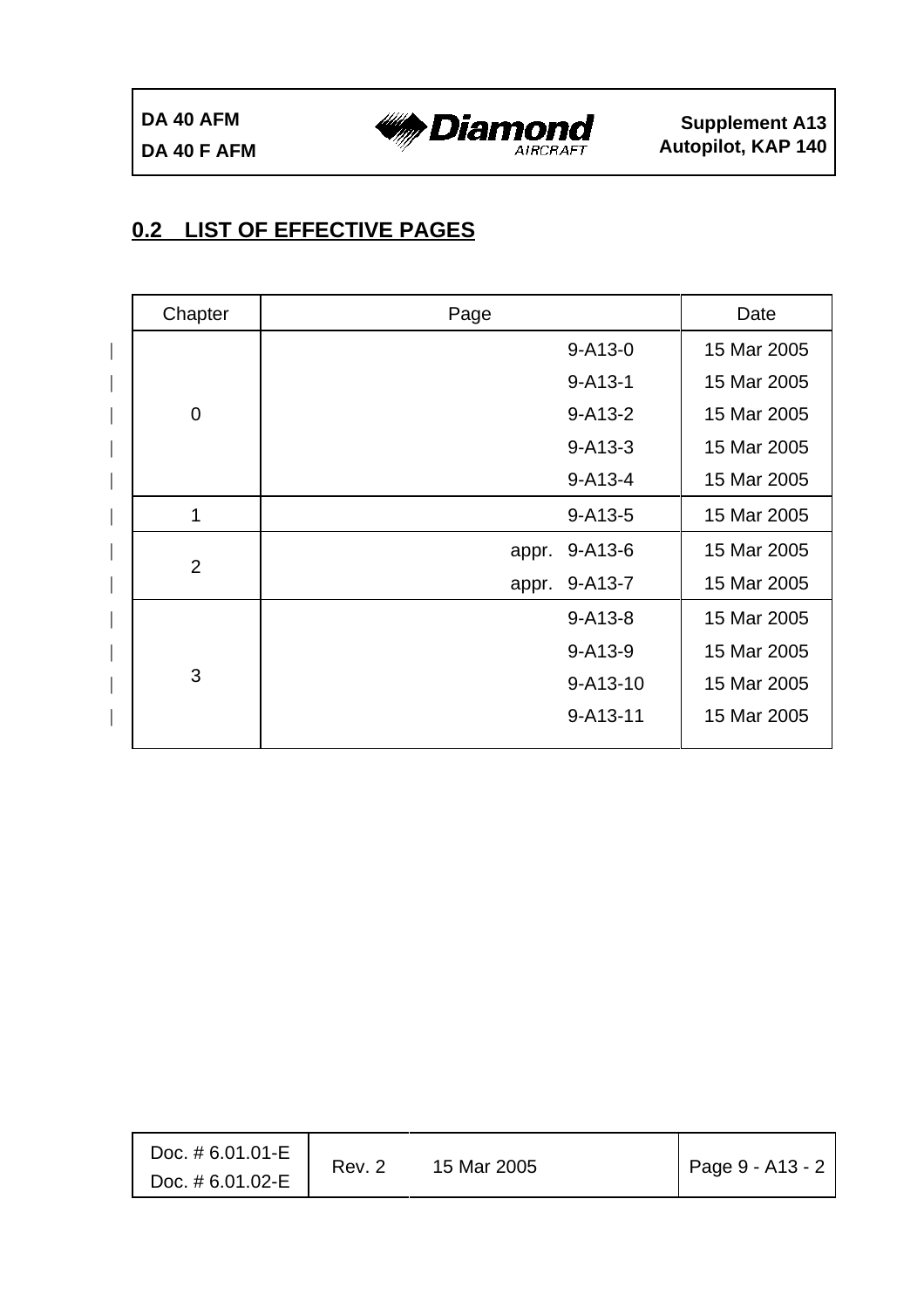## 0.2 LIST OF EFFECTIVE PAGES

| Chapter | Page | Date |
|---|---|---|
| 0 | 9-A13-0 | 15 Mar 2005 |
| | 9-A13-1 | 15 Mar 2005 |
| | 9-A13-2 | 15 Mar 2005 |
| | 9-A13-3 | 15 Mar 2005 |
| | 9-A13-4 | 15 Mar 2005 |
| 1 | 9-A13-5 | 15 Mar 2005 |
| 2 | appr. 9-A13-6 | 15 Mar 2005 |
| | appr. 9-A13-7 | 15 Mar 2005 |
| 3 | 9-A13-8 | 15 Mar 2005 |
| | 9-A13-9 | 15 Mar 2005 |
| | 9-A13-10 | 15 Mar 2005 |
| | 9-A13-11 | 15 Mar 2005 |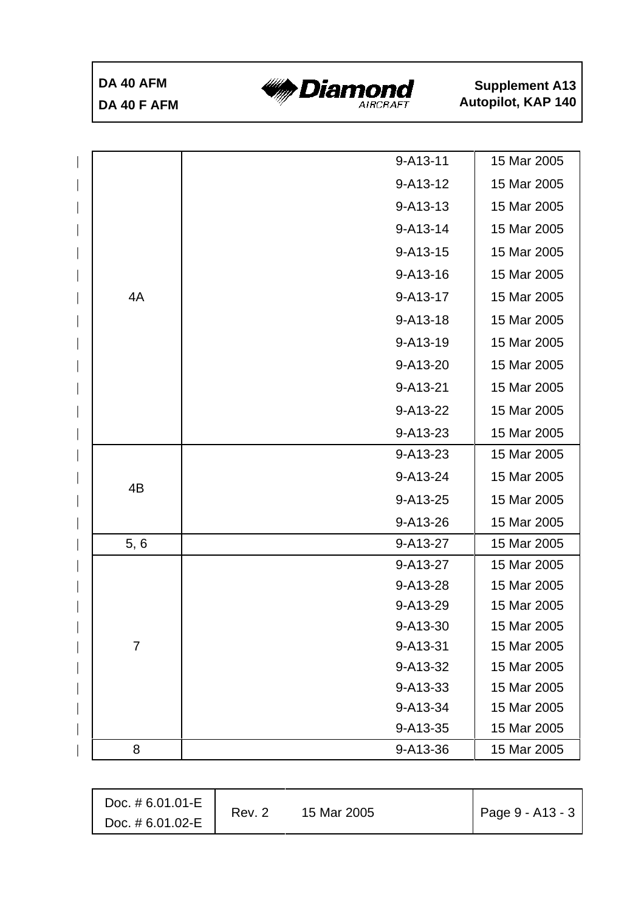| | | | |
|---|---|---|---|
| 4A | | 9-A13-11 | 15 Mar 2005 |
| | | 9-A13-12 | 15 Mar 2005 |
| | | 9-A13-13 | 15 Mar 2005 |
| | | 9-A13-14 | 15 Mar 2005 |
| | | 9-A13-15 | 15 Mar 2005 |
| | | 9-A13-16 | 15 Mar 2005 |
| | | 9-A13-17 | 15 Mar 2005 |
| | | 9-A13-18 | 15 Mar 2005 |
| | | 9-A13-19 | 15 Mar 2005 |
| | | 9-A13-20 | 15 Mar 2005 |
| | | 9-A13-21 | 15 Mar 2005 |
| | | 9-A13-22 | 15 Mar 2005 |
| | | 9-A13-23 | 15 Mar 2005 |
| 4B | | 9-A13-23 | 15 Mar 2005 |
| | | 9-A13-24 | 15 Mar 2005 |
| | | 9-A13-25 | 15 Mar 2005 |
| | | 9-A13-26 | 15 Mar 2005 |
| 5, 6 | | 9-A13-27 | 15 Mar 2005 |
| 7 | | 9-A13-27 | 15 Mar 2005 |
| | | 9-A13-28 | 15 Mar 2005 |
| | | 9-A13-29 | 15 Mar 2005 |
| | | 9-A13-30 | 15 Mar 2005 |
| | | 9-A13-31 | 15 Mar 2005 |
| | | 9-A13-32 | 15 Mar 2005 |
| | | 9-A13-33 | 15 Mar 2005 |
| | | 9-A13-34 | 15 Mar 2005 |
| | | 9-A13-35 | 15 Mar 2005 |
| 8 | | 9-A13-36 | 15 Mar 2005 |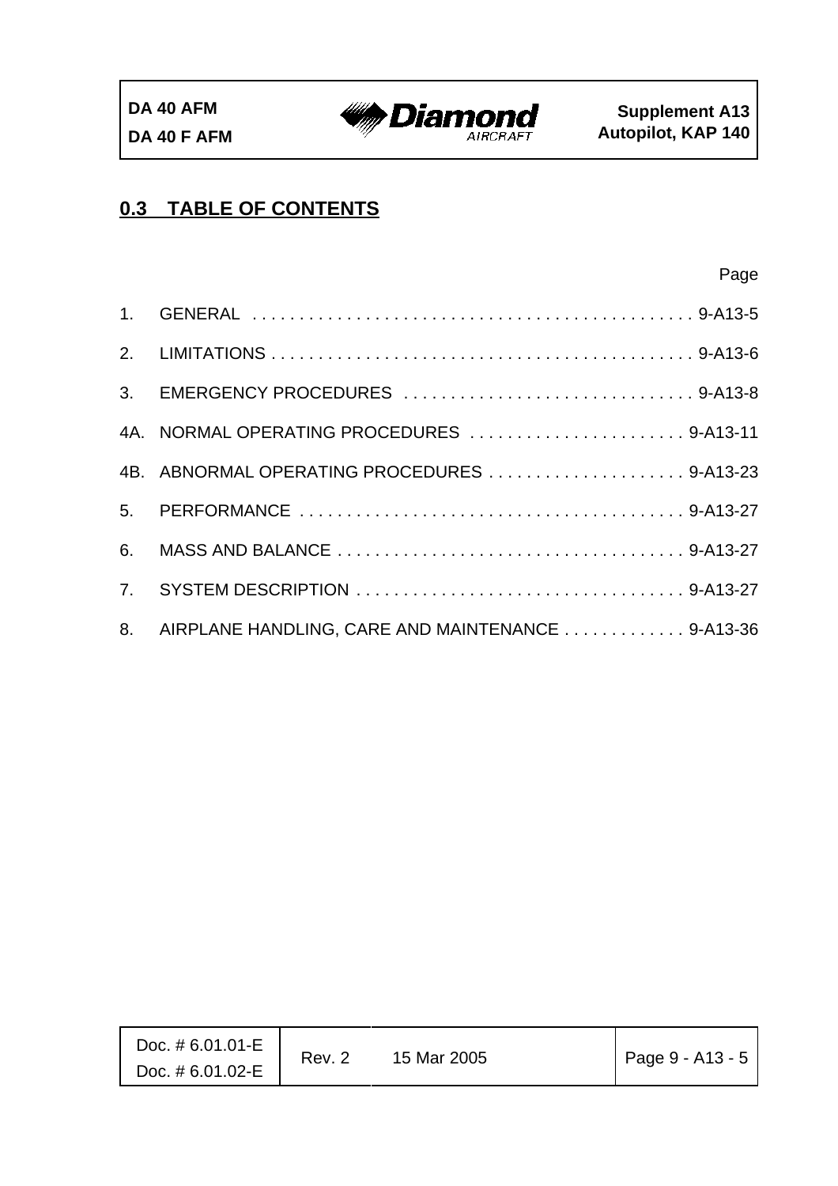## 0.3 TABLE OF CONTENTS

| | | Page |
|---|---|---|
| 1. | GENERAL | 9-A13-5 |
| 2. | LIMITATIONS | 9-A13-6 |
| 3. | EMERGENCY PROCEDURES | 9-A13-8 |
| 4A. | NORMAL OPERATING PROCEDURES | 9-A13-11 |
| 4B. | ABNORMAL OPERATING PROCEDURES | 9-A13-23 |
| 5. | PERFORMANCE | 9-A13-27 |
| 6. | MASS AND BALANCE | 9-A13-27 |
| 7. | SYSTEM DESCRIPTION | 9-A13-27 |
| 8. | AIRPLANE HANDLING, CARE AND MAINTENANCE | 9-A13-36 |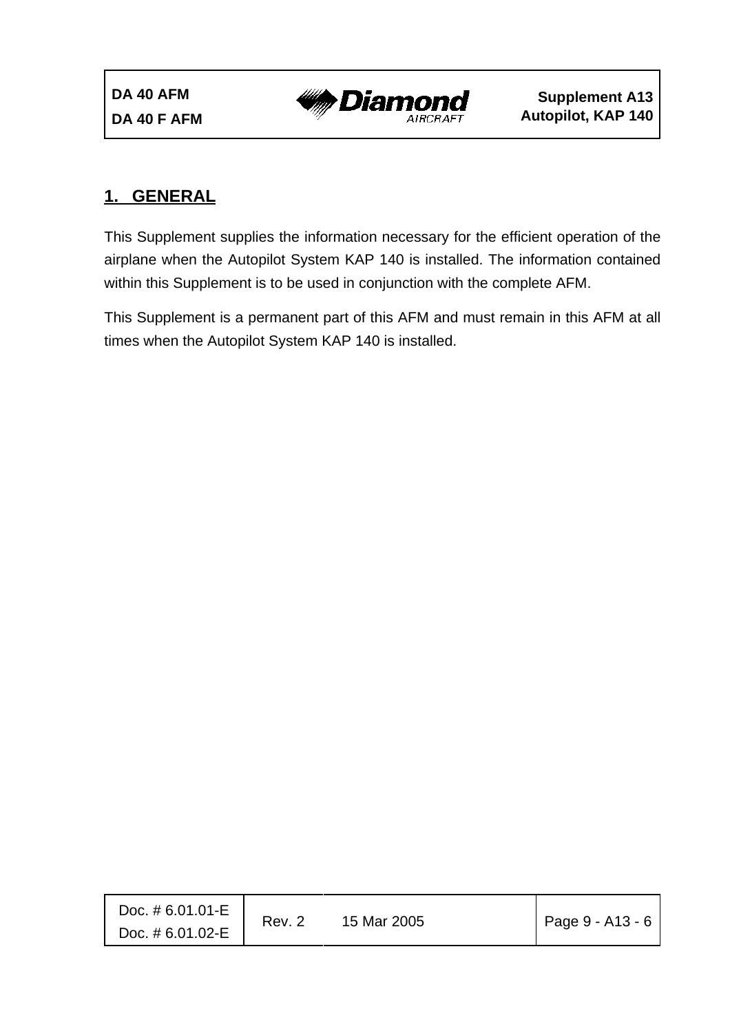## 1. GENERAL

This Supplement supplies the information necessary for the efficient operation of the airplane when the Autopilot System KAP 140 is installed. The information contained within this Supplement is to be used in conjunction with the complete AFM.

This Supplement is a permanent part of this AFM and must remain in this AFM at all times when the Autopilot System KAP 140 is installed.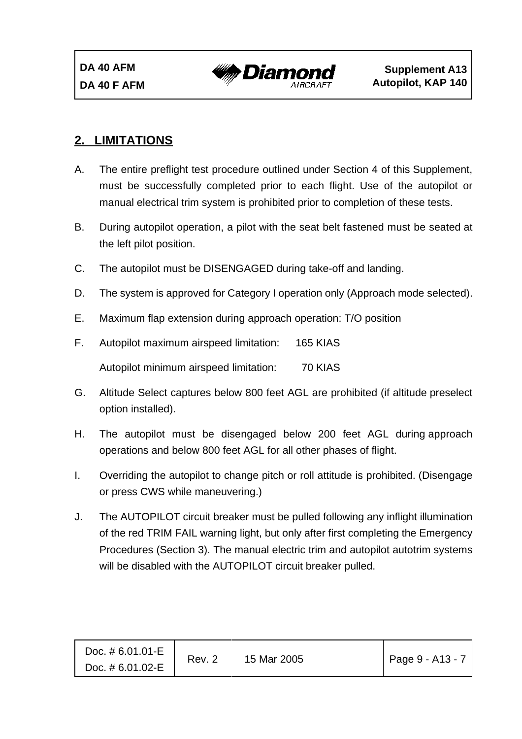## 2. LIMITATIONS

A. The entire preflight test procedure outlined under Section 4 of this Supplement, must be successfully completed prior to each flight. Use of the autopilot or manual electrical trim system is prohibited prior to completion of these tests.

B. During autopilot operation, a pilot with the seat belt fastened must be seated at the left pilot position.

C. The autopilot must be DISENGAGED during take-off and landing.

D. The system is approved for Category I operation only (Approach mode selected).

E. Maximum flap extension during approach operation: T/O position

F. Autopilot maximum airspeed limitation: 165 KIAS

   Autopilot minimum airspeed limitation: 70 KIAS

G. Altitude Select captures below 800 feet AGL are prohibited (if altitude preselect option installed).

H. The autopilot must be disengaged below 200 feet AGL during approach operations and below 800 feet AGL for all other phases of flight.

I. Overriding the autopilot to change pitch or roll attitude is prohibited. (Disengage or press CWS while maneuvering.)

J. The AUTOPILOT circuit breaker must be pulled following any inflight illumination of the red TRIM FAIL warning light, but only after first completing the Emergency Procedures (Section 3). The manual electric trim and autopilot autotrim systems will be disabled with the AUTOPILOT circuit breaker pulled.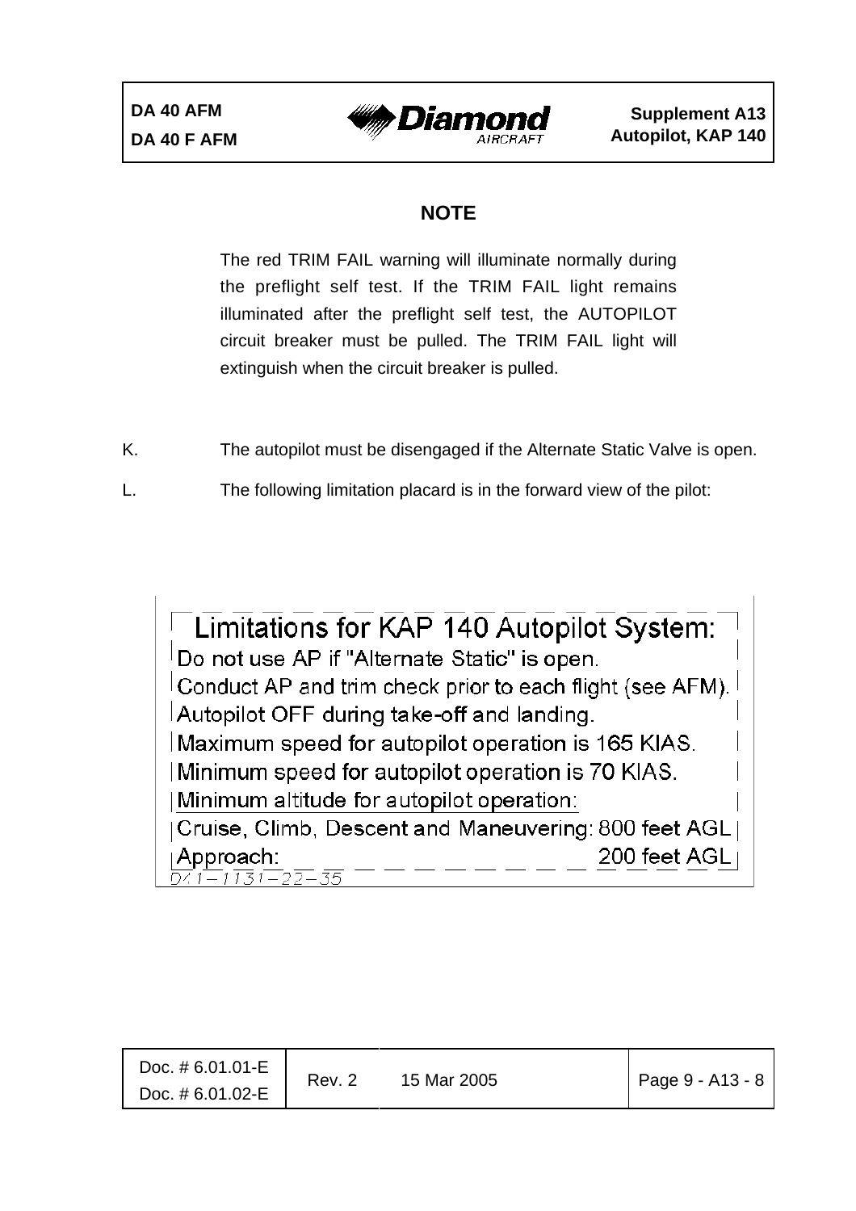**NOTE**

The red TRIM FAIL warning will illuminate normally during the preflight self test. If the TRIM FAIL light remains illuminated after the preflight self test, the AUTOPILOT circuit breaker must be pulled. The TRIM FAIL light will extinguish when the circuit breaker is pulled.

K. The autopilot must be disengaged if the Alternate Static Valve is open.

L. The following limitation placard is in the forward view of the pilot:

Limitations for KAP 140 Autopilot System:
Do not use AP if "Alternate Static" is open.
Conduct AP and trim check prior to each flight (see AFM).
Autopilot OFF during take-off and landing.
Maximum speed for autopilot operation is 165 KIAS.
Minimum speed for autopilot operation is 70 KIAS.
Minimum altitude for autopilot operation:
Cruise, Climb, Descent and Maneuvering: 800 feet AGL
Approach: 200 feet AGL

D41-1131-22-35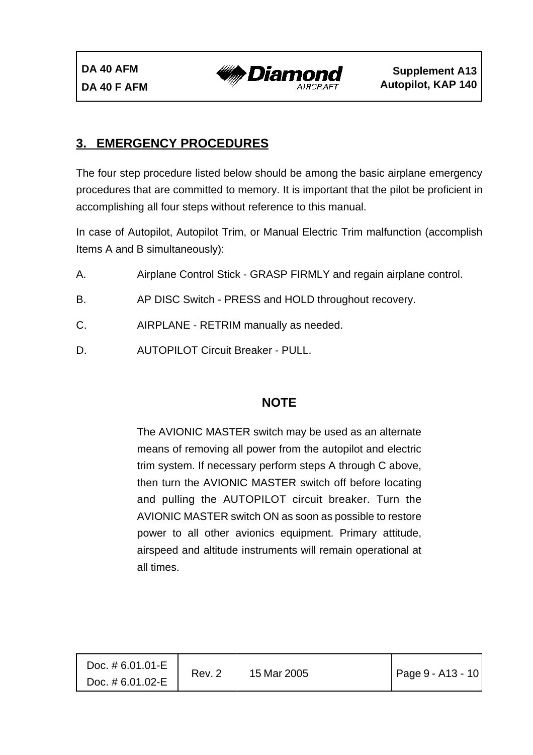## 3. EMERGENCY PROCEDURES

The four step procedure listed below should be among the basic airplane emergency procedures that are committed to memory. It is important that the pilot be proficient in accomplishing all four steps without reference to this manual.

In case of Autopilot, Autopilot Trim, or Manual Electric Trim malfunction (accomplish Items A and B simultaneously):

A. Airplane Control Stick - GRASP FIRMLY and regain airplane control.

B. AP DISC Switch - PRESS and HOLD throughout recovery.

C. AIRPLANE - RETRIM manually as needed.

D. AUTOPILOT Circuit Breaker - PULL.

**NOTE**

The AVIONIC MASTER switch may be used as an alternate means of removing all power from the autopilot and electric trim system. If necessary perform steps A through C above, then turn the AVIONIC MASTER switch off before locating and pulling the AUTOPILOT circuit breaker. Turn the AVIONIC MASTER switch ON as soon as possible to restore power to all other avionics equipment. Primary attitude, airspeed and altitude instruments will remain operational at all times.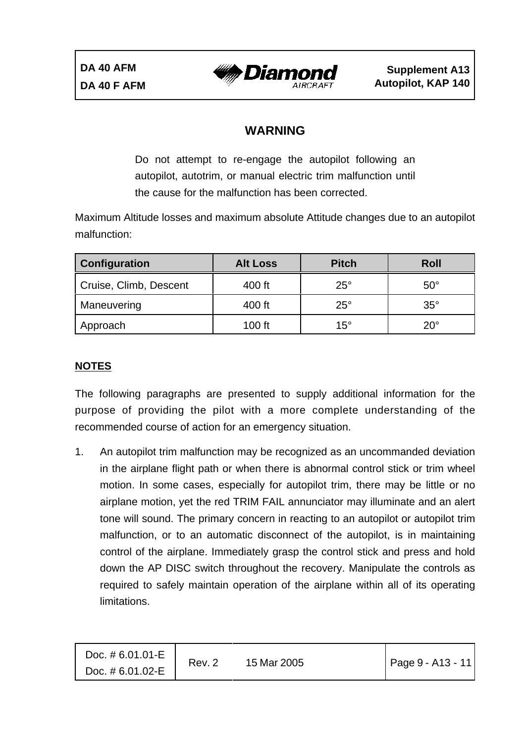## WARNING

Do not attempt to re-engage the autopilot following an autopilot, autotrim, or manual electric trim malfunction until the cause for the malfunction has been corrected.

Maximum Altitude losses and maximum absolute Attitude changes due to an autopilot malfunction:

| Configuration | Alt Loss | Pitch | Roll |
|---|---|---|---|
| Cruise, Climb, Descent | 400 ft | 25° | 50° |
| Maneuvering | 400 ft | 25° | 35° |
| Approach | 100 ft | 15° | 20° |

**NOTES**

The following paragraphs are presented to supply additional information for the purpose of providing the pilot with a more complete understanding of the recommended course of action for an emergency situation.

1. An autopilot trim malfunction may be recognized as an uncommanded deviation in the airplane flight path or when there is abnormal control stick or trim wheel motion. In some cases, especially for autopilot trim, there may be little or no airplane motion, yet the red TRIM FAIL annunciator may illuminate and an alert tone will sound. The primary concern in reacting to an autopilot or autopilot trim malfunction, or to an automatic disconnect of the autopilot, is in maintaining control of the airplane. Immediately grasp the control stick and press and hold down the AP DISC switch throughout the recovery. Manipulate the controls as required to safely maintain operation of the airplane within all of its operating limitations.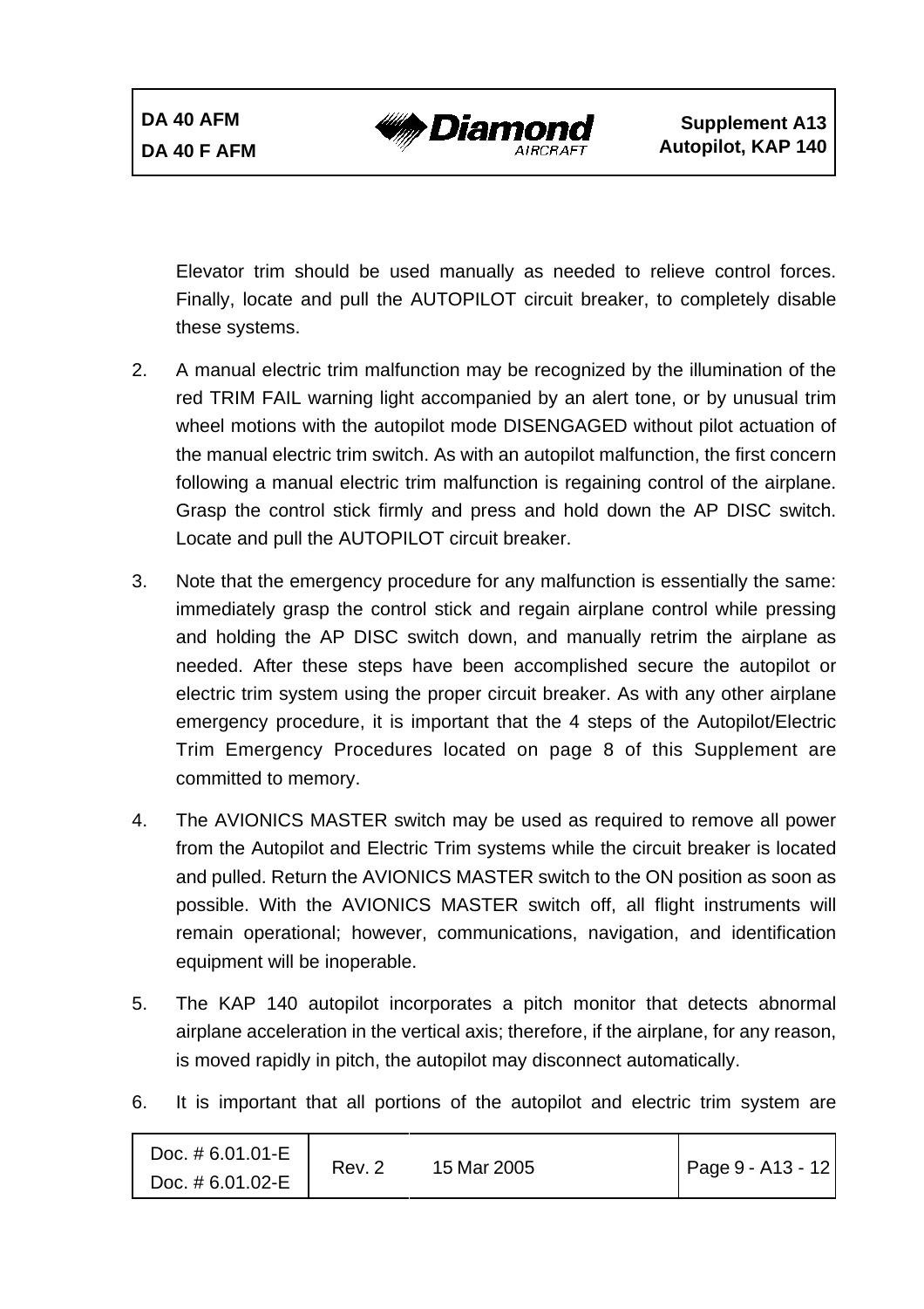Elevator trim should be used manually as needed to relieve control forces. Finally, locate and pull the AUTOPILOT circuit breaker, to completely disable these systems.

2. A manual electric trim malfunction may be recognized by the illumination of the red TRIM FAIL warning light accompanied by an alert tone, or by unusual trim wheel motions with the autopilot mode DISENGAGED without pilot actuation of the manual electric trim switch. As with an autopilot malfunction, the first concern following a manual electric trim malfunction is regaining control of the airplane. Grasp the control stick firmly and press and hold down the AP DISC switch. Locate and pull the AUTOPILOT circuit breaker.

3. Note that the emergency procedure for any malfunction is essentially the same: immediately grasp the control stick and regain airplane control while pressing and holding the AP DISC switch down, and manually retrim the airplane as needed. After these steps have been accomplished secure the autopilot or electric trim system using the proper circuit breaker. As with any other airplane emergency procedure, it is important that the 4 steps of the Autopilot/Electric Trim Emergency Procedures located on page 8 of this Supplement are committed to memory.

4. The AVIONICS MASTER switch may be used as required to remove all power from the Autopilot and Electric Trim systems while the circuit breaker is located and pulled. Return the AVIONICS MASTER switch to the ON position as soon as possible. With the AVIONICS MASTER switch off, all flight instruments will remain operational; however, communications, navigation, and identification equipment will be inoperable.

5. The KAP 140 autopilot incorporates a pitch monitor that detects abnormal airplane acceleration in the vertical axis; therefore, if the airplane, for any reason, is moved rapidly in pitch, the autopilot may disconnect automatically.

6. It is important that all portions of the autopilot and electric trim system are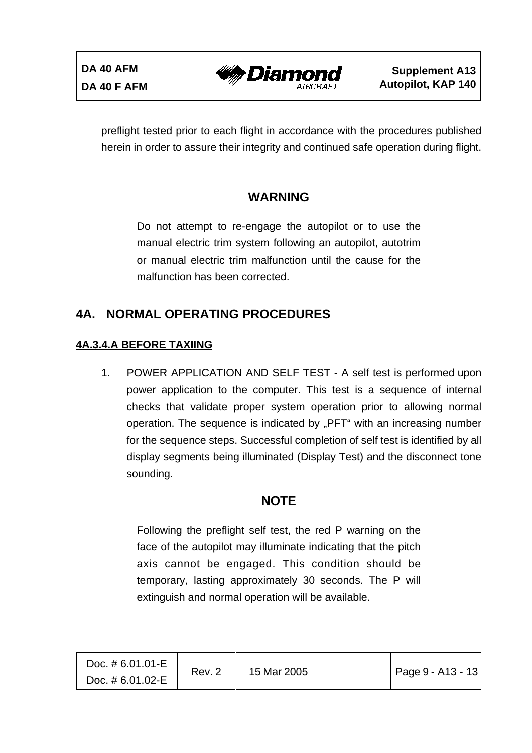preflight tested prior to each flight in accordance with the procedures published herein in order to assure their integrity and continued safe operation during flight.

**WARNING**

Do not attempt to re-engage the autopilot or to use the manual electric trim system following an autopilot, autotrim or manual electric trim malfunction until the cause for the malfunction has been corrected.

## 4A. NORMAL OPERATING PROCEDURES

### 4A.3.4.A BEFORE TAXIING

1. POWER APPLICATION AND SELF TEST - A self test is performed upon power application to the computer. This test is a sequence of internal checks that validate proper system operation prior to allowing normal operation. The sequence is indicated by „PFT“ with an increasing number for the sequence steps. Successful completion of self test is identified by all display segments being illuminated (Display Test) and the disconnect tone sounding.

**NOTE**

Following the preflight self test, the red P warning on the face of the autopilot may illuminate indicating that the pitch axis cannot be engaged. This condition should be temporary, lasting approximately 30 seconds. The P will extinguish and normal operation will be available.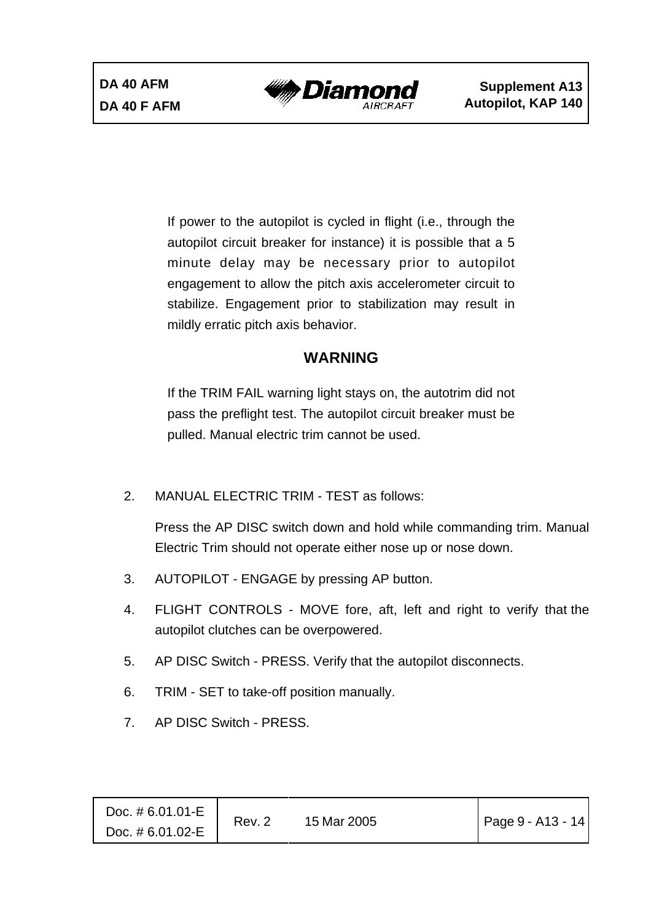If power to the autopilot is cycled in flight (i.e., through the autopilot circuit breaker for instance) it is possible that a 5 minute delay may be necessary prior to autopilot engagement to allow the pitch axis accelerometer circuit to stabilize. Engagement prior to stabilization may result in mildly erratic pitch axis behavior.

**WARNING**

If the TRIM FAIL warning light stays on, the autotrim did not pass the preflight test. The autopilot circuit breaker must be pulled. Manual electric trim cannot be used.

2. MANUAL ELECTRIC TRIM - TEST as follows:

   Press the AP DISC switch down and hold while commanding trim. Manual Electric Trim should not operate either nose up or nose down.

3. AUTOPILOT - ENGAGE by pressing AP button.

4. FLIGHT CONTROLS - MOVE fore, aft, left and right to verify that the autopilot clutches can be overpowered.

5. AP DISC Switch - PRESS. Verify that the autopilot disconnects.

6. TRIM - SET to take-off position manually.

7. AP DISC Switch - PRESS.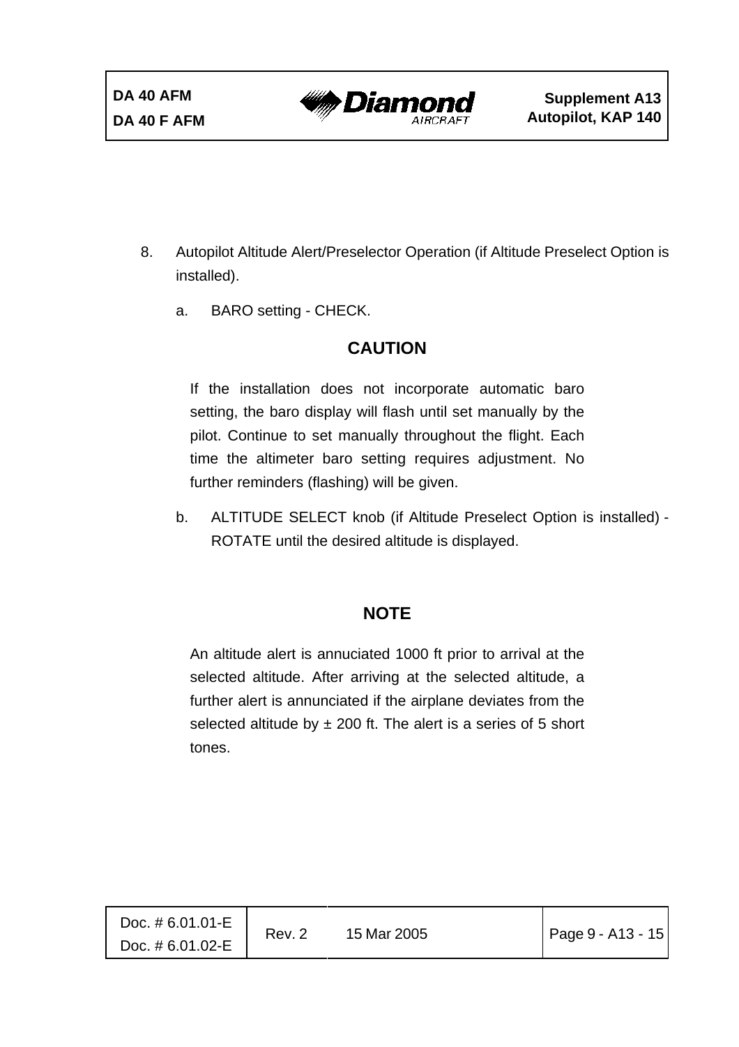8. Autopilot Altitude Alert/Preselector Operation (if Altitude Preselect Option is installed).

   a. BARO setting - CHECK.

   **CAUTION**

   If the installation does not incorporate automatic baro setting, the baro display will flash until set manually by the pilot. Continue to set manually throughout the flight. Each time the altimeter baro setting requires adjustment. No further reminders (flashing) will be given.

   b. ALTITUDE SELECT knob (if Altitude Preselect Option is installed) - ROTATE until the desired altitude is displayed.

   **NOTE**

   An altitude alert is annuciated 1000 ft prior to arrival at the selected altitude. After arriving at the selected altitude, a further alert is annunciated if the airplane deviates from the selected altitude by ± 200 ft. The alert is a series of 5 short tones.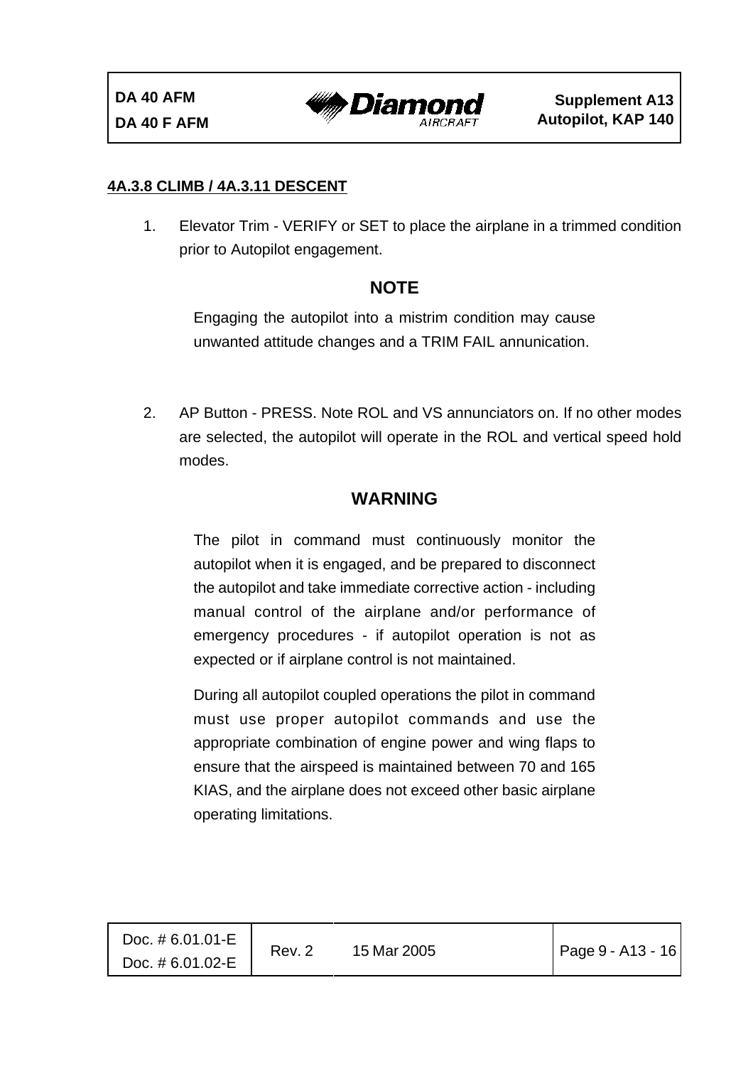#### 4A.3.8 CLIMB / 4A.3.11 DESCENT

1. Elevator Trim - VERIFY or SET to place the airplane in a trimmed condition prior to Autopilot engagement.

**NOTE**

Engaging the autopilot into a mistrim condition may cause unwanted attitude changes and a TRIM FAIL annunication.

2. AP Button - PRESS. Note ROL and VS annunciators on. If no other modes are selected, the autopilot will operate in the ROL and vertical speed hold modes.

**WARNING**

The pilot in command must continuously monitor the autopilot when it is engaged, and be prepared to disconnect the autopilot and take immediate corrective action - including manual control of the airplane and/or performance of emergency procedures - if autopilot operation is not as expected or if airplane control is not maintained.

During all autopilot coupled operations the pilot in command must use proper autopilot commands and use the appropriate combination of engine power and wing flaps to ensure that the airspeed is maintained between 70 and 165 KIAS, and the airplane does not exceed other basic airplane operating limitations.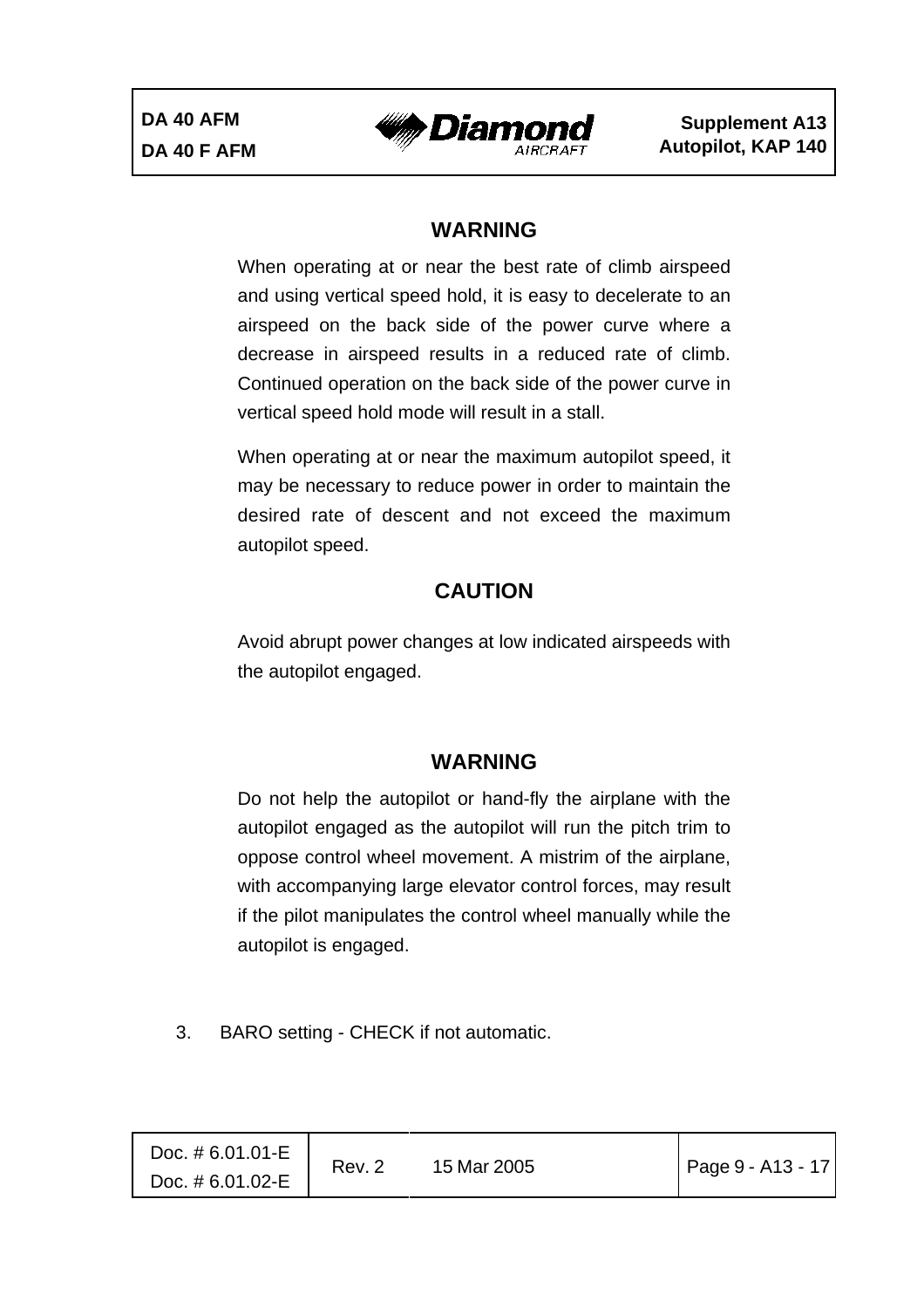**WARNING**

When operating at or near the best rate of climb airspeed and using vertical speed hold, it is easy to decelerate to an airspeed on the back side of the power curve where a decrease in airspeed results in a reduced rate of climb. Continued operation on the back side of the power curve in vertical speed hold mode will result in a stall.

When operating at or near the maximum autopilot speed, it may be necessary to reduce power in order to maintain the desired rate of descent and not exceed the maximum autopilot speed.

**CAUTION**

Avoid abrupt power changes at low indicated airspeeds with the autopilot engaged.

**WARNING**

Do not help the autopilot or hand-fly the airplane with the autopilot engaged as the autopilot will run the pitch trim to oppose control wheel movement. A mistrim of the airplane, with accompanying large elevator control forces, may result if the pilot manipulates the control wheel manually while the autopilot is engaged.

3. BARO setting - CHECK if not automatic.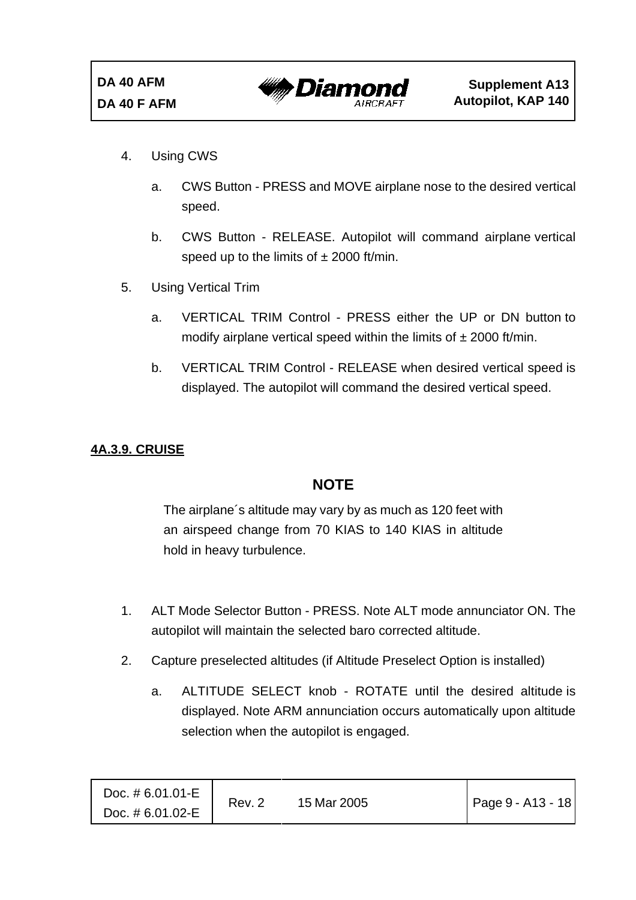4. Using CWS

    a. CWS Button - PRESS and MOVE airplane nose to the desired vertical speed.

    b. CWS Button - RELEASE. Autopilot will command airplane vertical speed up to the limits of ± 2000 ft/min.

5. Using Vertical Trim

    a. VERTICAL TRIM Control - PRESS either the UP or DN button to modify airplane vertical speed within the limits of ± 2000 ft/min.

    b. VERTICAL TRIM Control - RELEASE when desired vertical speed is displayed. The autopilot will command the desired vertical speed.

## 4A.3.9. CRUISE

**NOTE**

The airplane´s altitude may vary by as much as 120 feet with an airspeed change from 70 KIAS to 140 KIAS in altitude hold in heavy turbulence.

1. ALT Mode Selector Button - PRESS. Note ALT mode annunciator ON. The autopilot will maintain the selected baro corrected altitude.

2. Capture preselected altitudes (if Altitude Preselect Option is installed)

    a. ALTITUDE SELECT knob - ROTATE until the desired altitude is displayed. Note ARM annunciation occurs automatically upon altitude selection when the autopilot is engaged.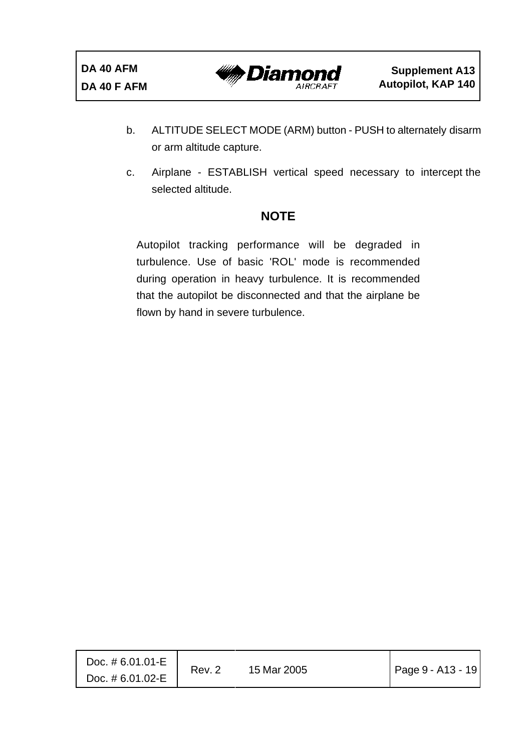b. ALTITUDE SELECT MODE (ARM) button - PUSH to alternately disarm or arm altitude capture.

c. Airplane - ESTABLISH vertical speed necessary to intercept the selected altitude.

**NOTE**

Autopilot tracking performance will be degraded in turbulence. Use of basic 'ROL' mode is recommended during operation in heavy turbulence. It is recommended that the autopilot be disconnected and that the airplane be flown by hand in severe turbulence.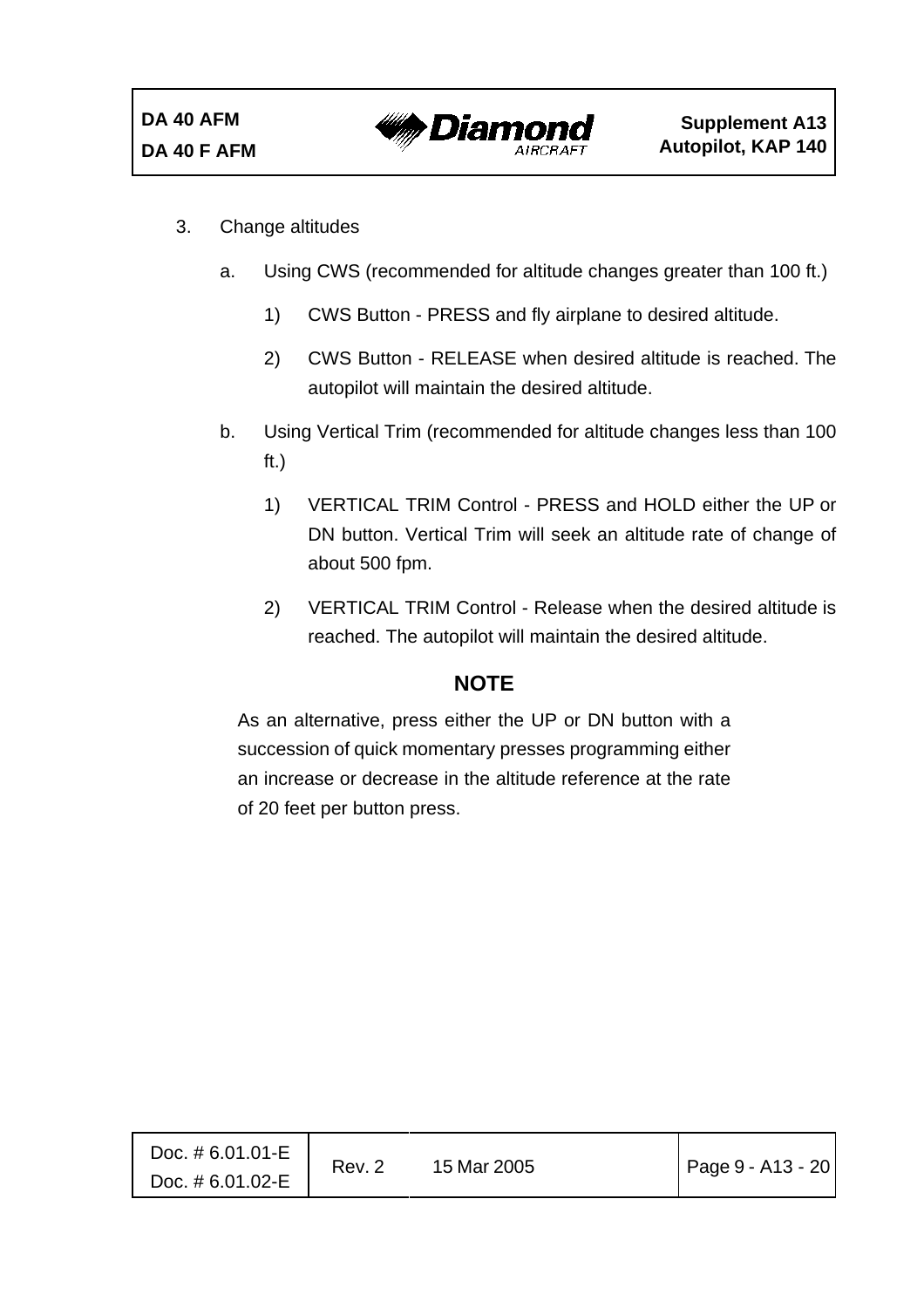3. Change altitudes

   a. Using CWS (recommended for altitude changes greater than 100 ft.)

      1) CWS Button - PRESS and fly airplane to desired altitude.

      2) CWS Button - RELEASE when desired altitude is reached. The autopilot will maintain the desired altitude.

   b. Using Vertical Trim (recommended for altitude changes less than 100 ft.)

      1) VERTICAL TRIM Control - PRESS and HOLD either the UP or DN button. Vertical Trim will seek an altitude rate of change of about 500 fpm.

      2) VERTICAL TRIM Control - Release when the desired altitude is reached. The autopilot will maintain the desired altitude.

**NOTE**

As an alternative, press either the UP or DN button with a succession of quick momentary presses programming either an increase or decrease in the altitude reference at the rate of 20 feet per button press.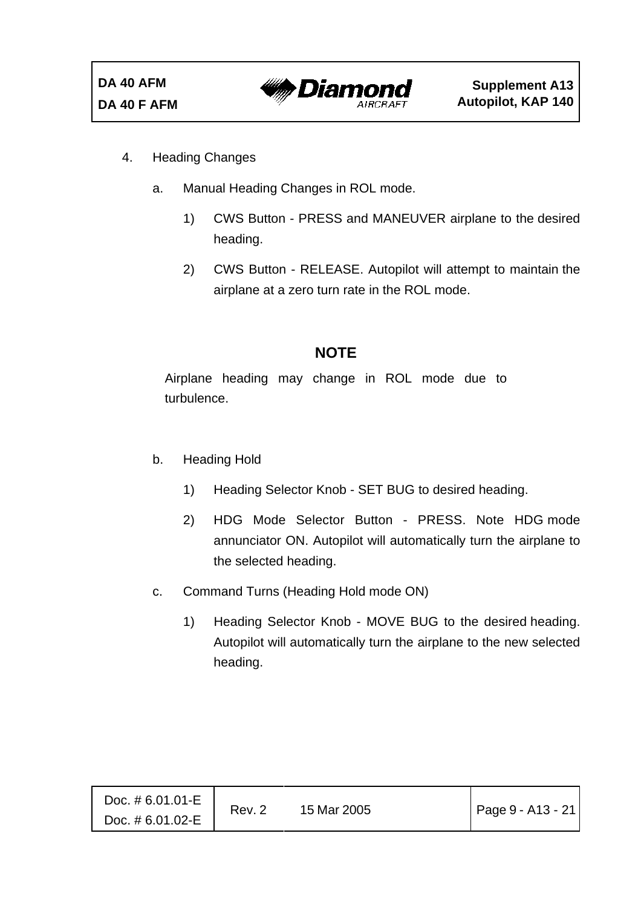4. Heading Changes

   a. Manual Heading Changes in ROL mode.

      1) CWS Button - PRESS and MANEUVER airplane to the desired heading.

      2) CWS Button - RELEASE. Autopilot will attempt to maintain the airplane at a zero turn rate in the ROL mode.

**NOTE**

Airplane heading may change in ROL mode due to turbulence.

   b. Heading Hold

      1) Heading Selector Knob - SET BUG to desired heading.

      2) HDG Mode Selector Button - PRESS. Note HDG mode annunciator ON. Autopilot will automatically turn the airplane to the selected heading.

   c. Command Turns (Heading Hold mode ON)

      1) Heading Selector Knob - MOVE BUG to the desired heading. Autopilot will automatically turn the airplane to the new selected heading.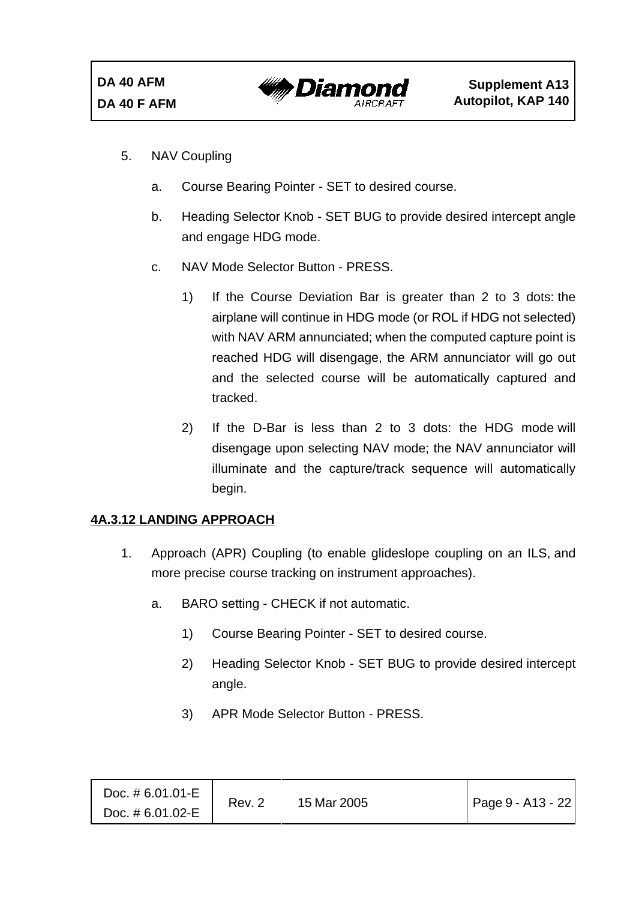5. NAV Coupling

   a. Course Bearing Pointer - SET to desired course.

   b. Heading Selector Knob - SET BUG to provide desired intercept angle and engage HDG mode.

   c. NAV Mode Selector Button - PRESS.

      1) If the Course Deviation Bar is greater than 2 to 3 dots: the airplane will continue in HDG mode (or ROL if HDG not selected) with NAV ARM annunciated; when the computed capture point is reached HDG will disengage, the ARM annunciator will go out and the selected course will be automatically captured and tracked.

      2) If the D-Bar is less than 2 to 3 dots: the HDG mode will disengage upon selecting NAV mode; the NAV annunciator will illuminate and the capture/track sequence will automatically begin.

**4A.3.12 LANDING APPROACH**

1. Approach (APR) Coupling (to enable glideslope coupling on an ILS, and more precise course tracking on instrument approaches).

   a. BARO setting - CHECK if not automatic.

      1) Course Bearing Pointer - SET to desired course.

      2) Heading Selector Knob - SET BUG to provide desired intercept angle.

      3) APR Mode Selector Button - PRESS.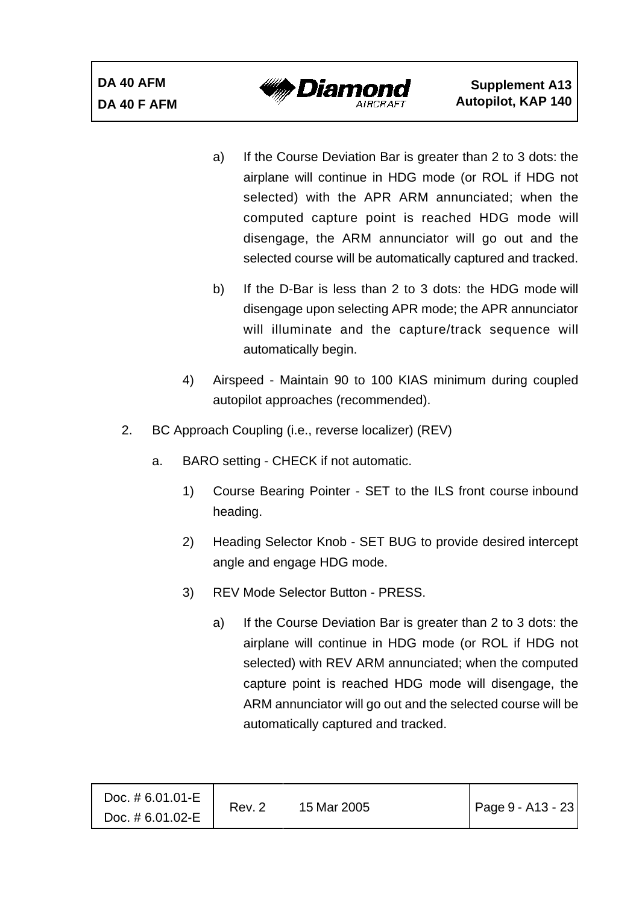a) If the Course Deviation Bar is greater than 2 to 3 dots: the airplane will continue in HDG mode (or ROL if HDG not selected) with the APR ARM annunciated; when the computed capture point is reached HDG mode will disengage, the ARM annunciator will go out and the selected course will be automatically captured and tracked.

b) If the D-Bar is less than 2 to 3 dots: the HDG mode will disengage upon selecting APR mode; the APR annunciator will illuminate and the capture/track sequence will automatically begin.

4) Airspeed - Maintain 90 to 100 KIAS minimum during coupled autopilot approaches (recommended).

2. BC Approach Coupling (i.e., reverse localizer) (REV)

a. BARO setting - CHECK if not automatic.

1) Course Bearing Pointer - SET to the ILS front course inbound heading.

2) Heading Selector Knob - SET BUG to provide desired intercept angle and engage HDG mode.

3) REV Mode Selector Button - PRESS.

a) If the Course Deviation Bar is greater than 2 to 3 dots: the airplane will continue in HDG mode (or ROL if HDG not selected) with REV ARM annunciated; when the computed capture point is reached HDG mode will disengage, the ARM annunciator will go out and the selected course will be automatically captured and tracked.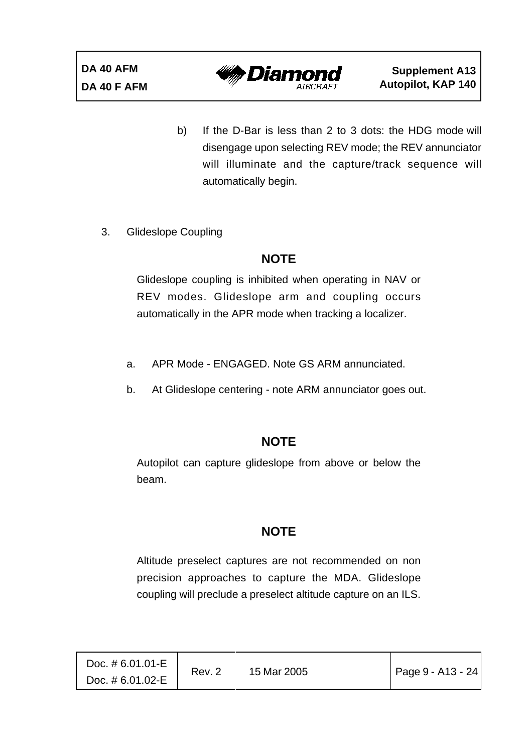b) If the D-Bar is less than 2 to 3 dots: the HDG mode will disengage upon selecting REV mode; the REV annunciator will illuminate and the capture/track sequence will automatically begin.

3. Glideslope Coupling

**NOTE**

Glideslope coupling is inhibited when operating in NAV or REV modes. Glideslope arm and coupling occurs automatically in the APR mode when tracking a localizer.

a. APR Mode - ENGAGED. Note GS ARM annunciated.

b. At Glideslope centering - note ARM annunciator goes out.

**NOTE**

Autopilot can capture glideslope from above or below the beam.

**NOTE**

Altitude preselect captures are not recommended on non precision approaches to capture the MDA. Glideslope coupling will preclude a preselect altitude capture on an ILS.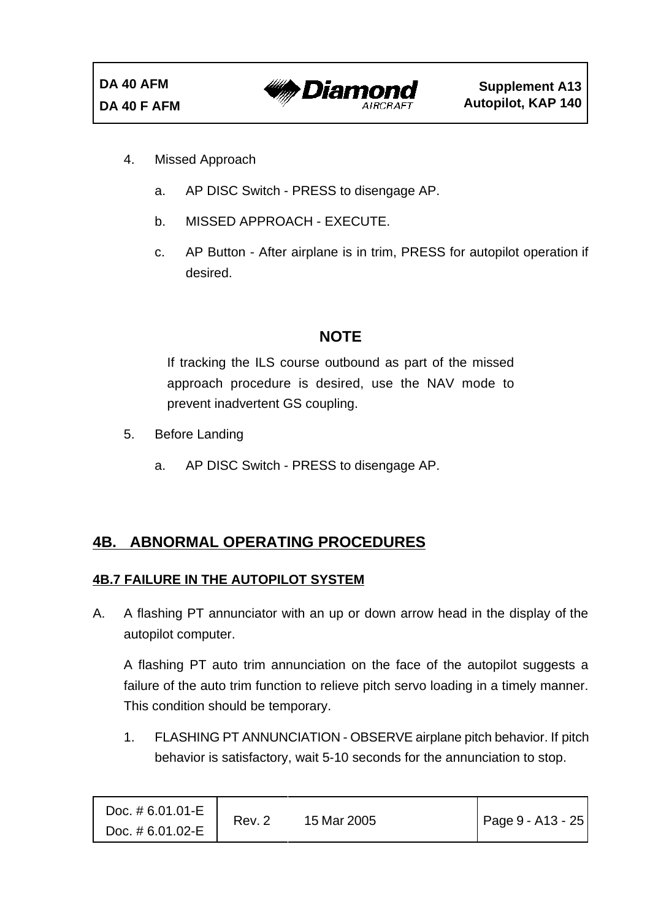4. Missed Approach

    a. AP DISC Switch - PRESS to disengage AP.

    b. MISSED APPROACH - EXECUTE.

    c. AP Button - After airplane is in trim, PRESS for autopilot operation if desired.

**NOTE**

If tracking the ILS course outbound as part of the missed approach procedure is desired, use the NAV mode to prevent inadvertent GS coupling.

5. Before Landing

    a. AP DISC Switch - PRESS to disengage AP.

## 4B. ABNORMAL OPERATING PROCEDURES

### 4B.7 FAILURE IN THE AUTOPILOT SYSTEM

A. A flashing PT annunciator with an up or down arrow head in the display of the autopilot computer.

A flashing PT auto trim annunciation on the face of the autopilot suggests a failure of the auto trim function to relieve pitch servo loading in a timely manner. This condition should be temporary.

1. FLASHING PT ANNUNCIATION - OBSERVE airplane pitch behavior. If pitch behavior is satisfactory, wait 5-10 seconds for the annunciation to stop.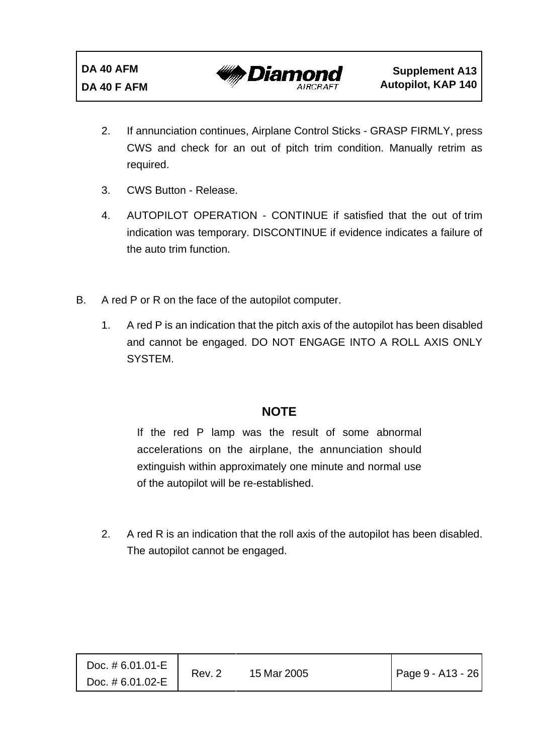2. If annunciation continues, Airplane Control Sticks - GRASP FIRMLY, press CWS and check for an out of pitch trim condition. Manually retrim as required.

3. CWS Button - Release.

4. AUTOPILOT OPERATION - CONTINUE if satisfied that the out of trim indication was temporary. DISCONTINUE if evidence indicates a failure of the auto trim function.

B. A red P or R on the face of the autopilot computer.

1. A red P is an indication that the pitch axis of the autopilot has been disabled and cannot be engaged. DO NOT ENGAGE INTO A ROLL AXIS ONLY SYSTEM.

**NOTE**

If the red P lamp was the result of some abnormal accelerations on the airplane, the annunciation should extinguish within approximately one minute and normal use of the autopilot will be re-established.

2. A red R is an indication that the roll axis of the autopilot has been disabled. The autopilot cannot be engaged.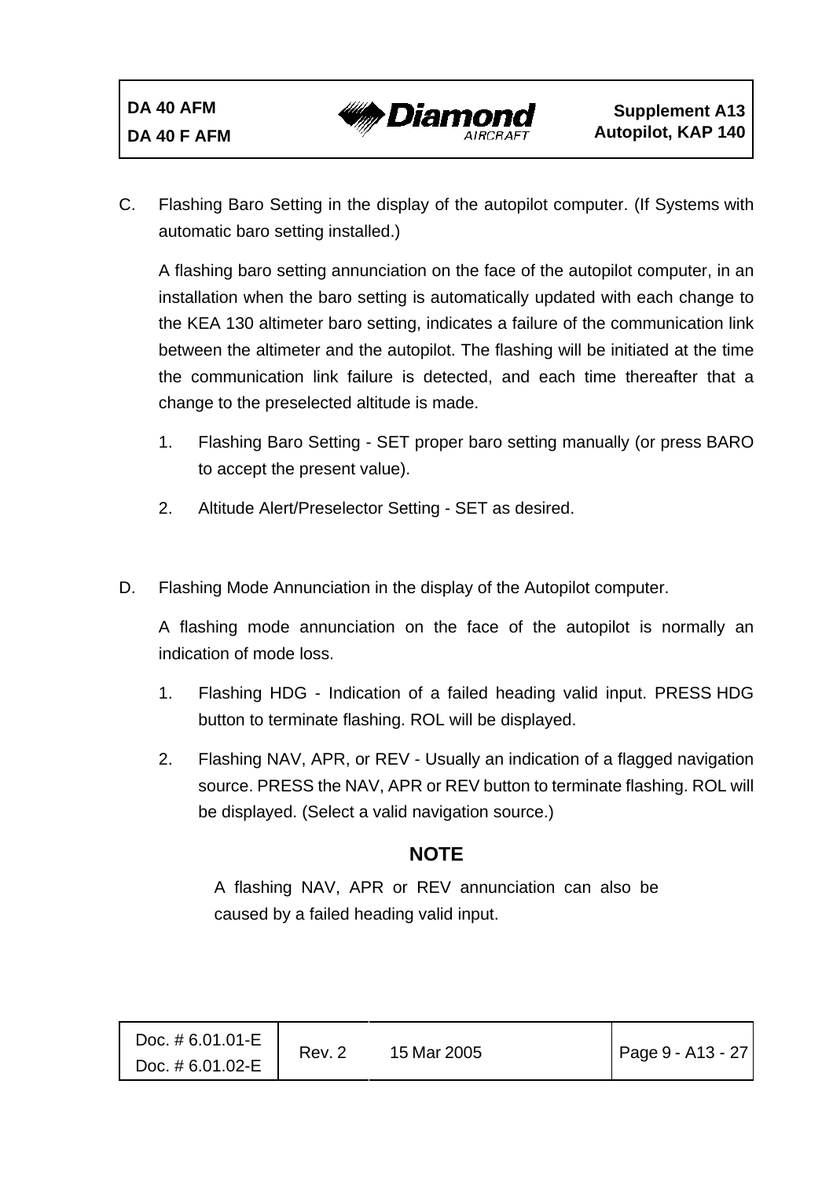C. Flashing Baro Setting in the display of the autopilot computer. (If Systems with automatic baro setting installed.)

A flashing baro setting annunciation on the face of the autopilot computer, in an installation when the baro setting is automatically updated with each change to the KEA 130 altimeter baro setting, indicates a failure of the communication link between the altimeter and the autopilot. The flashing will be initiated at the time the communication link failure is detected, and each time thereafter that a change to the preselected altitude is made.

1. Flashing Baro Setting - SET proper baro setting manually (or press BARO to accept the present value).
2. Altitude Alert/Preselector Setting - SET as desired.

D. Flashing Mode Annunciation in the display of the Autopilot computer.

A flashing mode annunciation on the face of the autopilot is normally an indication of mode loss.

1. Flashing HDG - Indication of a failed heading valid input. PRESS HDG button to terminate flashing. ROL will be displayed.
2. Flashing NAV, APR, or REV - Usually an indication of a flagged navigation source. PRESS the NAV, APR or REV button to terminate flashing. ROL will be displayed. (Select a valid navigation source.)

**NOTE**

A flashing NAV, APR or REV annunciation can also be caused by a failed heading valid input.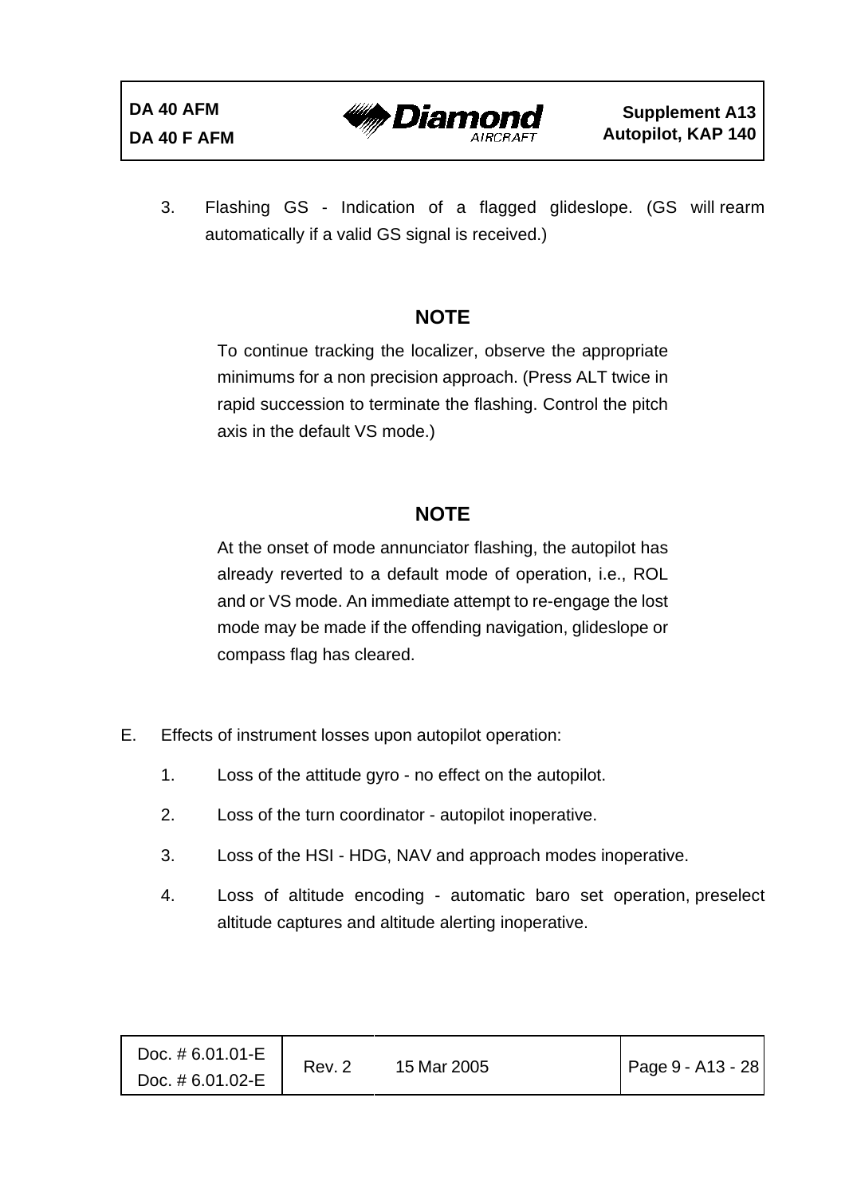3. Flashing GS - Indication of a flagged glideslope. (GS will rearm automatically if a valid GS signal is received.)

**NOTE**

To continue tracking the localizer, observe the appropriate minimums for a non precision approach. (Press ALT twice in rapid succession to terminate the flashing. Control the pitch axis in the default VS mode.)

**NOTE**

At the onset of mode annunciator flashing, the autopilot has already reverted to a default mode of operation, i.e., ROL and or VS mode. An immediate attempt to re-engage the lost mode may be made if the offending navigation, glideslope or compass flag has cleared.

E. Effects of instrument losses upon autopilot operation:

1. Loss of the attitude gyro - no effect on the autopilot.
2. Loss of the turn coordinator - autopilot inoperative.
3. Loss of the HSI - HDG, NAV and approach modes inoperative.
4. Loss of altitude encoding - automatic baro set operation, preselect altitude captures and altitude alerting inoperative.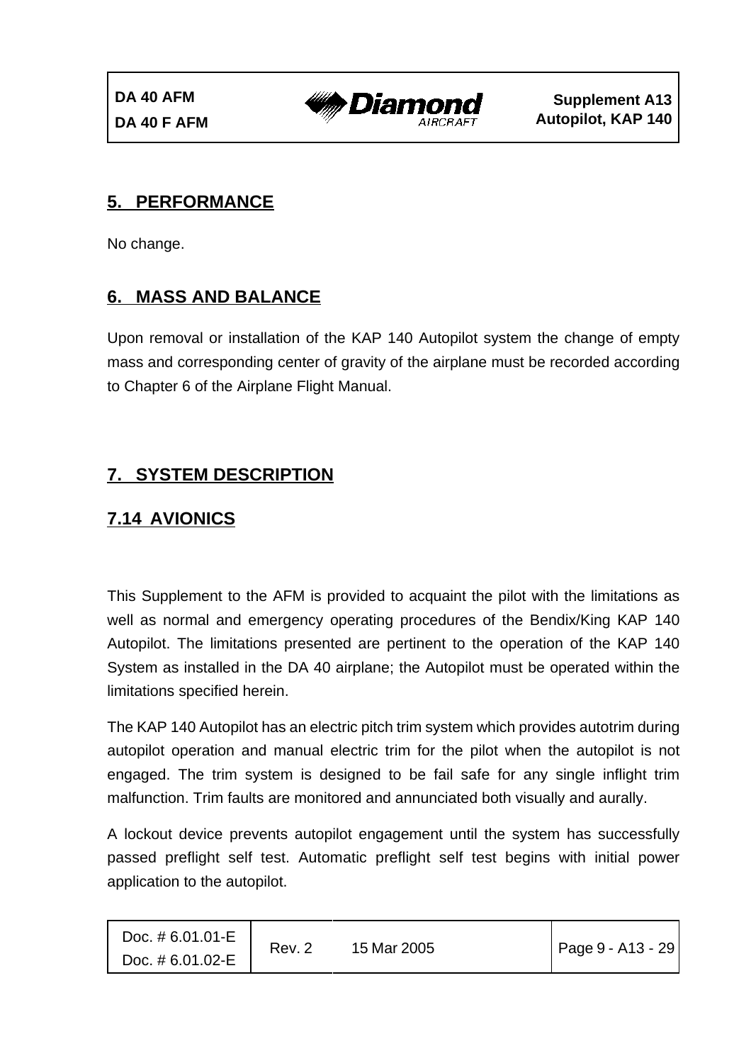## 5. PERFORMANCE

No change.

## 6. MASS AND BALANCE

Upon removal or installation of the KAP 140 Autopilot system the change of empty mass and corresponding center of gravity of the airplane must be recorded according to Chapter 6 of the Airplane Flight Manual.

## 7. SYSTEM DESCRIPTION

### 7.14 AVIONICS

This Supplement to the AFM is provided to acquaint the pilot with the limitations as well as normal and emergency operating procedures of the Bendix/King KAP 140 Autopilot. The limitations presented are pertinent to the operation of the KAP 140 System as installed in the DA 40 airplane; the Autopilot must be operated within the limitations specified herein.

The KAP 140 Autopilot has an electric pitch trim system which provides autotrim during autopilot operation and manual electric trim for the pilot when the autopilot is not engaged. The trim system is designed to be fail safe for any single inflight trim malfunction. Trim faults are monitored and annunciated both visually and aurally.

A lockout device prevents autopilot engagement until the system has successfully passed preflight self test. Automatic preflight self test begins with initial power application to the autopilot.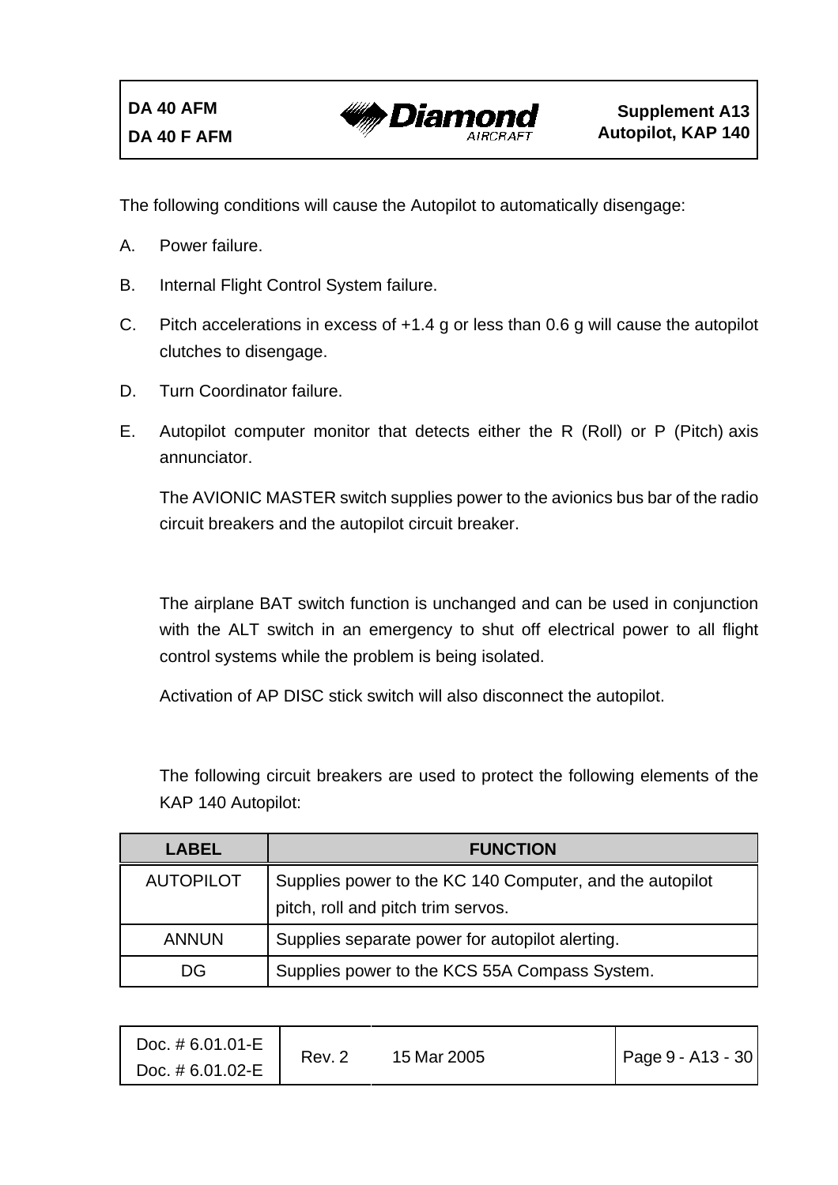The following conditions will cause the Autopilot to automatically disengage:

A. Power failure.

B. Internal Flight Control System failure.

C. Pitch accelerations in excess of +1.4 g or less than 0.6 g will cause the autopilot clutches to disengage.

D. Turn Coordinator failure.

E. Autopilot computer monitor that detects either the R (Roll) or P (Pitch) axis annunciator.

The AVIONIC MASTER switch supplies power to the avionics bus bar of the radio circuit breakers and the autopilot circuit breaker.

The airplane BAT switch function is unchanged and can be used in conjunction with the ALT switch in an emergency to shut off electrical power to all flight control systems while the problem is being isolated.

Activation of AP DISC stick switch will also disconnect the autopilot.

The following circuit breakers are used to protect the following elements of the KAP 140 Autopilot:

| LABEL | FUNCTION |
|---|---|
| AUTOPILOT | Supplies power to the KC 140 Computer, and the autopilot pitch, roll and pitch trim servos. |
| ANNUN | Supplies separate power for autopilot alerting. |
| DG | Supplies power to the KCS 55A Compass System. |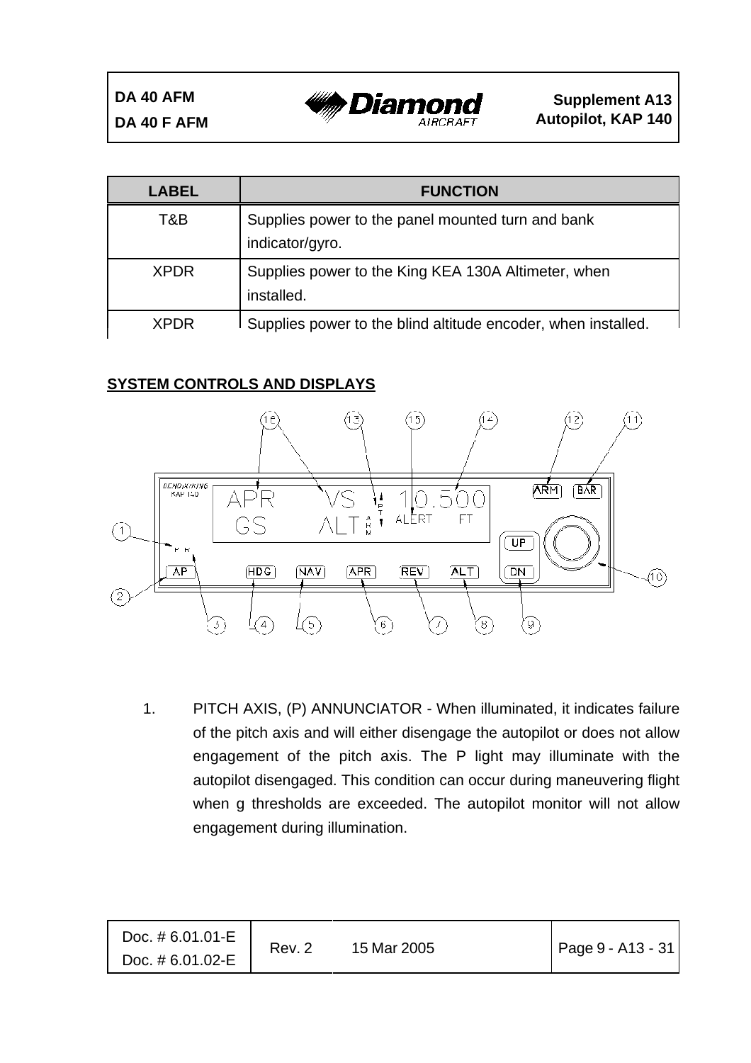| LABEL | FUNCTION |
|---|---|
| T&B | Supplies power to the panel mounted turn and bank indicator/gyro. |
| XPDR | Supplies power to the King KEA 130A Altimeter, when installed. |
| XPDR | Supplies power to the blind altitude encoder, when installed. |

**SYSTEM CONTROLS AND DISPLAYS**

1. PITCH AXIS, (P) ANNUNCIATOR - When illuminated, it indicates failure of the pitch axis and will either disengage the autopilot or does not allow engagement of the pitch axis. The P light may illuminate with the autopilot disengaged. This condition can occur during maneuvering flight when g thresholds are exceeded. The autopilot monitor will not allow engagement during illumination.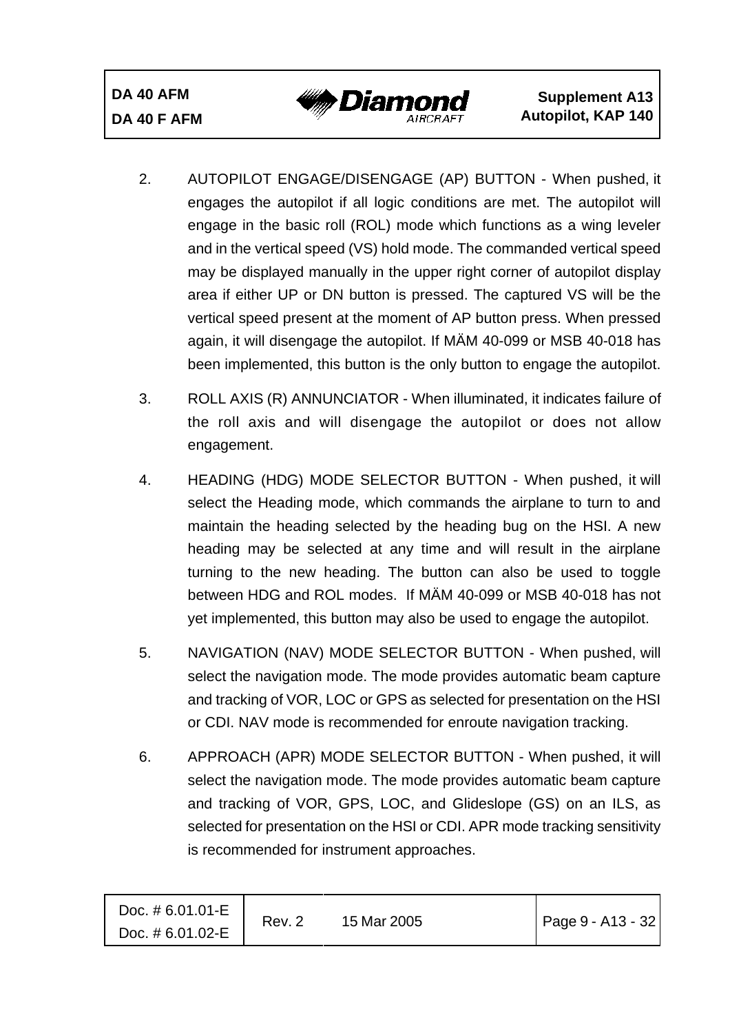2. AUTOPILOT ENGAGE/DISENGAGE (AP) BUTTON - When pushed, it engages the autopilot if all logic conditions are met. The autopilot will engage in the basic roll (ROL) mode which functions as a wing leveler and in the vertical speed (VS) hold mode. The commanded vertical speed may be displayed manually in the upper right corner of autopilot display area if either UP or DN button is pressed. The captured VS will be the vertical speed present at the moment of AP button press. When pressed again, it will disengage the autopilot. If MÄM 40-099 or MSB 40-018 has been implemented, this button is the only button to engage the autopilot.

3. ROLL AXIS (R) ANNUNCIATOR - When illuminated, it indicates failure of the roll axis and will disengage the autopilot or does not allow engagement.

4. HEADING (HDG) MODE SELECTOR BUTTON - When pushed, it will select the Heading mode, which commands the airplane to turn to and maintain the heading selected by the heading bug on the HSI. A new heading may be selected at any time and will result in the airplane turning to the new heading. The button can also be used to toggle between HDG and ROL modes. If MÄM 40-099 or MSB 40-018 has not yet implemented, this button may also be used to engage the autopilot.

5. NAVIGATION (NAV) MODE SELECTOR BUTTON - When pushed, will select the navigation mode. The mode provides automatic beam capture and tracking of VOR, LOC or GPS as selected for presentation on the HSI or CDI. NAV mode is recommended for enroute navigation tracking.

6. APPROACH (APR) MODE SELECTOR BUTTON - When pushed, it will select the navigation mode. The mode provides automatic beam capture and tracking of VOR, GPS, LOC, and Glideslope (GS) on an ILS, as selected for presentation on the HSI or CDI. APR mode tracking sensitivity is recommended for instrument approaches.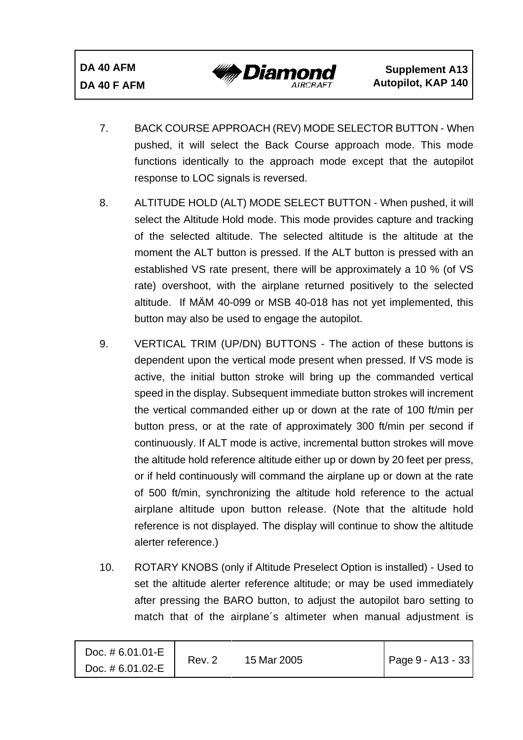7. BACK COURSE APPROACH (REV) MODE SELECTOR BUTTON - When pushed, it will select the Back Course approach mode. This mode functions identically to the approach mode except that the autopilot response to LOC signals is reversed.

8. ALTITUDE HOLD (ALT) MODE SELECT BUTTON - When pushed, it will select the Altitude Hold mode. This mode provides capture and tracking of the selected altitude. The selected altitude is the altitude at the moment the ALT button is pressed. If the ALT button is pressed with an established VS rate present, there will be approximately a 10 % (of VS rate) overshoot, with the airplane returned positively to the selected altitude. If MÄM 40-099 or MSB 40-018 has not yet implemented, this button may also be used to engage the autopilot.

9. VERTICAL TRIM (UP/DN) BUTTONS - The action of these buttons is dependent upon the vertical mode present when pressed. If VS mode is active, the initial button stroke will bring up the commanded vertical speed in the display. Subsequent immediate button strokes will increment the vertical commanded either up or down at the rate of 100 ft/min per button press, or at the rate of approximately 300 ft/min per second if continuously. If ALT mode is active, incremental button strokes will move the altitude hold reference altitude either up or down by 20 feet per press, or if held continuously will command the airplane up or down at the rate of 500 ft/min, synchronizing the altitude hold reference to the actual airplane altitude upon button release. (Note that the altitude hold reference is not displayed. The display will continue to show the altitude alerter reference.)

10. ROTARY KNOBS (only if Altitude Preselect Option is installed) - Used to set the altitude alerter reference altitude; or may be used immediately after pressing the BARO button, to adjust the autopilot baro setting to match that of the airplane´s altimeter when manual adjustment is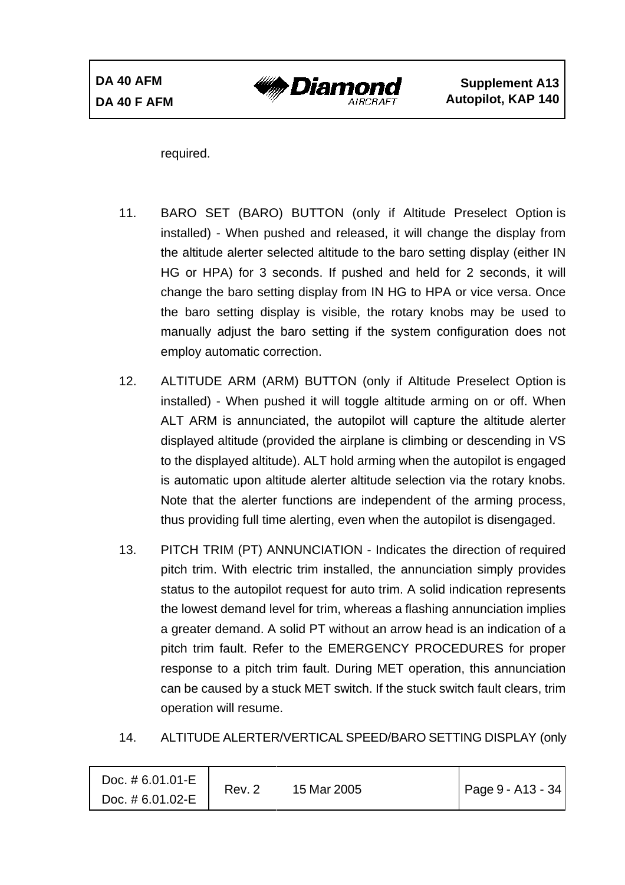required.

11. BARO SET (BARO) BUTTON (only if Altitude Preselect Option is installed) - When pushed and released, it will change the display from the altitude alerter selected altitude to the baro setting display (either IN HG or HPA) for 3 seconds. If pushed and held for 2 seconds, it will change the baro setting display from IN HG to HPA or vice versa. Once the baro setting display is visible, the rotary knobs may be used to manually adjust the baro setting if the system configuration does not employ automatic correction.

12. ALTITUDE ARM (ARM) BUTTON (only if Altitude Preselect Option is installed) - When pushed it will toggle altitude arming on or off. When ALT ARM is annunciated, the autopilot will capture the altitude alerter displayed altitude (provided the airplane is climbing or descending in VS to the displayed altitude). ALT hold arming when the autopilot is engaged is automatic upon altitude alerter altitude selection via the rotary knobs. Note that the alerter functions are independent of the arming process, thus providing full time alerting, even when the autopilot is disengaged.

13. PITCH TRIM (PT) ANNUNCIATION - Indicates the direction of required pitch trim. With electric trim installed, the annunciation simply provides status to the autopilot request for auto trim. A solid indication represents the lowest demand level for trim, whereas a flashing annunciation implies a greater demand. A solid PT without an arrow head is an indication of a pitch trim fault. Refer to the EMERGENCY PROCEDURES for proper response to a pitch trim fault. During MET operation, this annunciation can be caused by a stuck MET switch. If the stuck switch fault clears, trim operation will resume.

14. ALTITUDE ALERTER/VERTICAL SPEED/BARO SETTING DISPLAY (only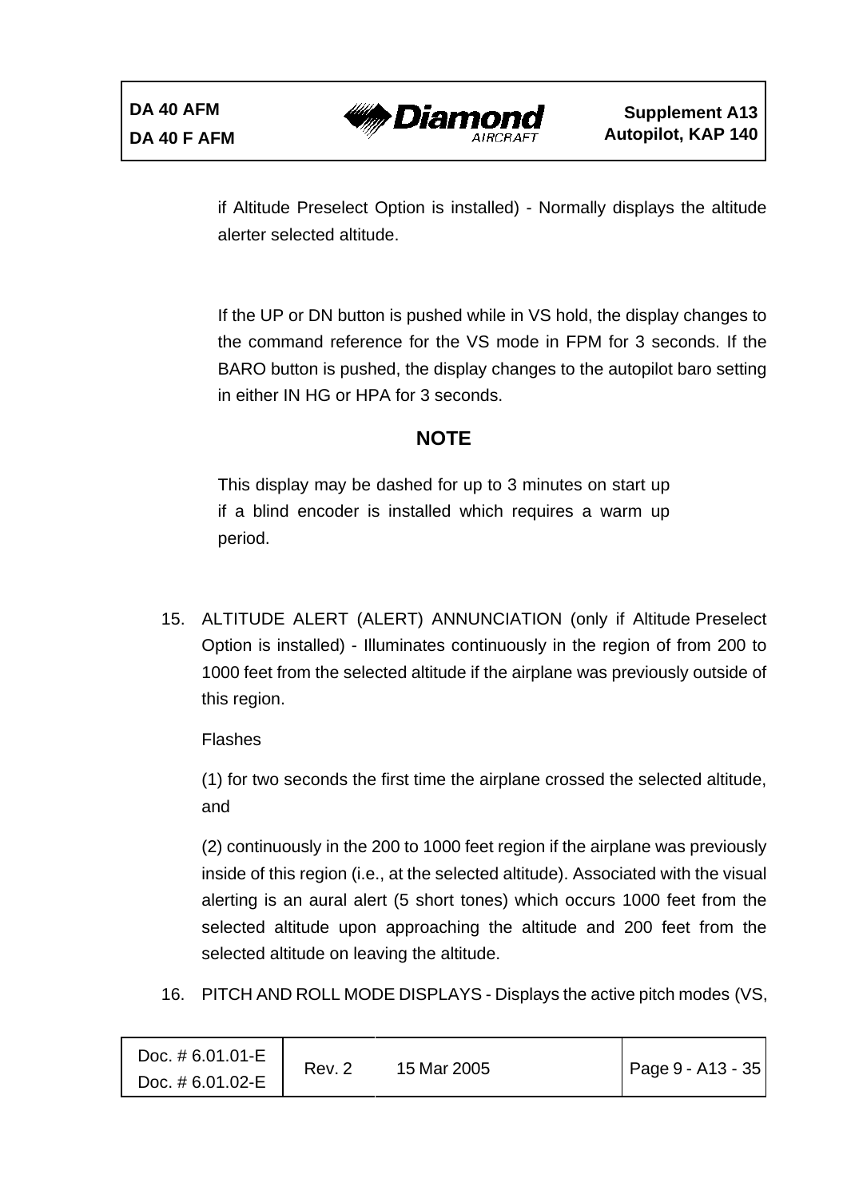if Altitude Preselect Option is installed) - Normally displays the altitude alerter selected altitude.

If the UP or DN button is pushed while in VS hold, the display changes to the command reference for the VS mode in FPM for 3 seconds. If the BARO button is pushed, the display changes to the autopilot baro setting in either IN HG or HPA for 3 seconds.

**NOTE**

This display may be dashed for up to 3 minutes on start up if a blind encoder is installed which requires a warm up period.

15. ALTITUDE ALERT (ALERT) ANNUNCIATION (only if Altitude Preselect Option is installed) - Illuminates continuously in the region of from 200 to 1000 feet from the selected altitude if the airplane was previously outside of this region.

    Flashes

    (1) for two seconds the first time the airplane crossed the selected altitude, and

    (2) continuously in the 200 to 1000 feet region if the airplane was previously inside of this region (i.e., at the selected altitude). Associated with the visual alerting is an aural alert (5 short tones) which occurs 1000 feet from the selected altitude upon approaching the altitude and 200 feet from the selected altitude on leaving the altitude.

16. PITCH AND ROLL MODE DISPLAYS - Displays the active pitch modes (VS,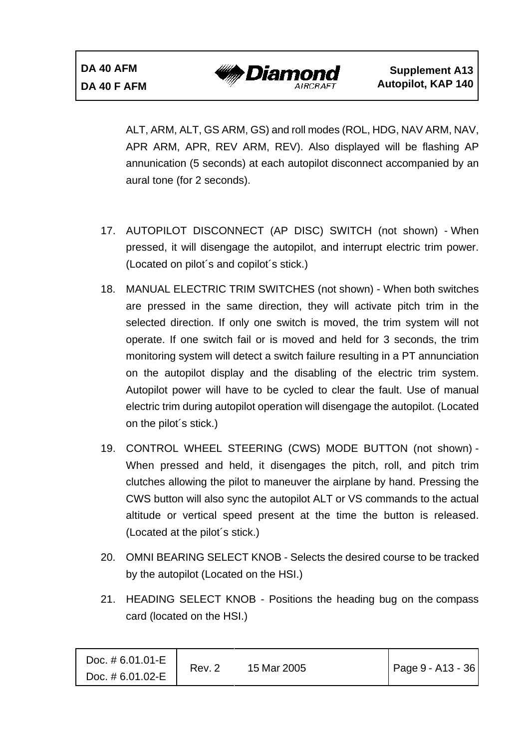ALT, ARM, ALT, GS ARM, GS) and roll modes (ROL, HDG, NAV ARM, NAV, APR ARM, APR, REV ARM, REV). Also displayed will be flashing AP annunication (5 seconds) at each autopilot disconnect accompanied by an aural tone (for 2 seconds).

17. AUTOPILOT DISCONNECT (AP DISC) SWITCH (not shown) - When pressed, it will disengage the autopilot, and interrupt electric trim power. (Located on pilot´s and copilot´s stick.)

18. MANUAL ELECTRIC TRIM SWITCHES (not shown) - When both switches are pressed in the same direction, they will activate pitch trim in the selected direction. If only one switch is moved, the trim system will not operate. If one switch fail or is moved and held for 3 seconds, the trim monitoring system will detect a switch failure resulting in a PT annunciation on the autopilot display and the disabling of the electric trim system. Autopilot power will have to be cycled to clear the fault. Use of manual electric trim during autopilot operation will disengage the autopilot. (Located on the pilot´s stick.)

19. CONTROL WHEEL STEERING (CWS) MODE BUTTON (not shown) - When pressed and held, it disengages the pitch, roll, and pitch trim clutches allowing the pilot to maneuver the airplane by hand. Pressing the CWS button will also sync the autopilot ALT or VS commands to the actual altitude or vertical speed present at the time the button is released. (Located at the pilot´s stick.)

20. OMNI BEARING SELECT KNOB - Selects the desired course to be tracked by the autopilot (Located on the HSI.)

21. HEADING SELECT KNOB - Positions the heading bug on the compass card (located on the HSI.)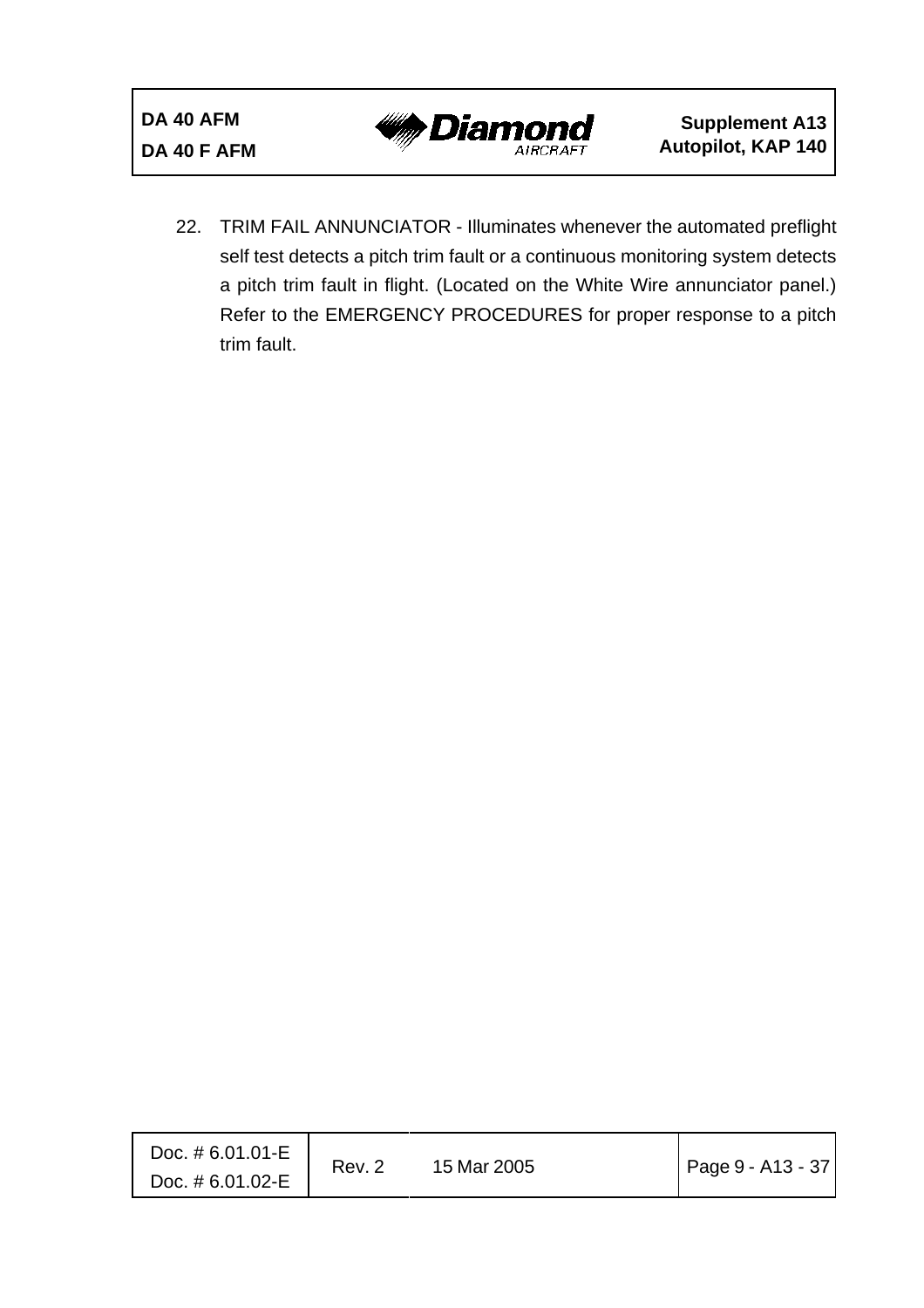22. TRIM FAIL ANNUNCIATOR - Illuminates whenever the automated preflight self test detects a pitch trim fault or a continuous monitoring system detects a pitch trim fault in flight. (Located on the White Wire annunciator panel.) Refer to the EMERGENCY PROCEDURES for proper response to a pitch trim fault.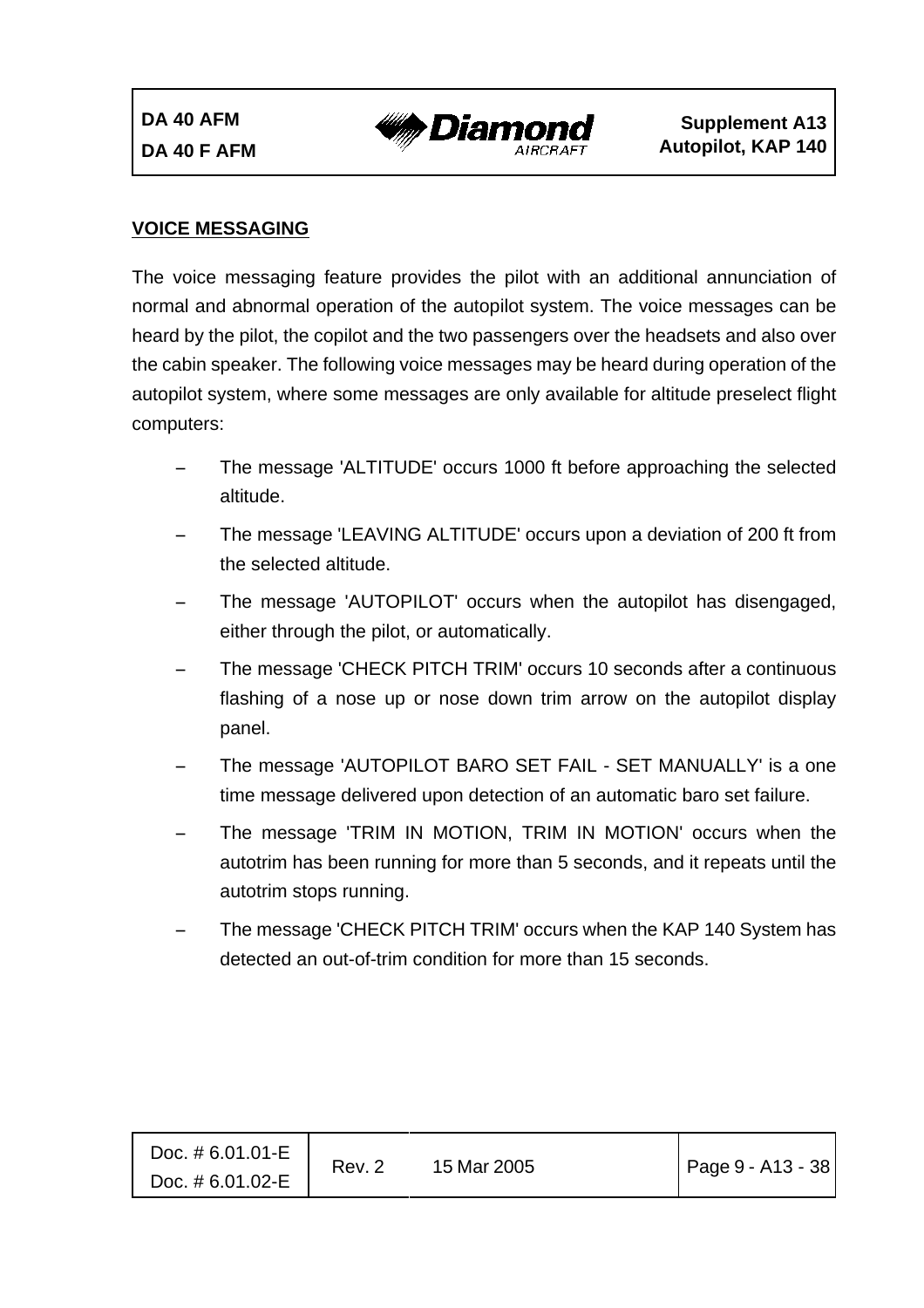## VOICE MESSAGING

The voice messaging feature provides the pilot with an additional annunciation of normal and abnormal operation of the autopilot system. The voice messages can be heard by the pilot, the copilot and the two passengers over the headsets and also over the cabin speaker. The following voice messages may be heard during operation of the autopilot system, where some messages are only available for altitude preselect flight computers:

- The message 'ALTITUDE' occurs 1000 ft before approaching the selected altitude.
- The message 'LEAVING ALTITUDE' occurs upon a deviation of 200 ft from the selected altitude.
- The message 'AUTOPILOT' occurs when the autopilot has disengaged, either through the pilot, or automatically.
- The message 'CHECK PITCH TRIM' occurs 10 seconds after a continuous flashing of a nose up or nose down trim arrow on the autopilot display panel.
- The message 'AUTOPILOT BARO SET FAIL - SET MANUALLY' is a one time message delivered upon detection of an automatic baro set failure.
- The message 'TRIM IN MOTION, TRIM IN MOTION' occurs when the autotrim has been running for more than 5 seconds, and it repeats until the autotrim stops running.
- The message 'CHECK PITCH TRIM' occurs when the KAP 140 System has detected an out-of-trim condition for more than 15 seconds.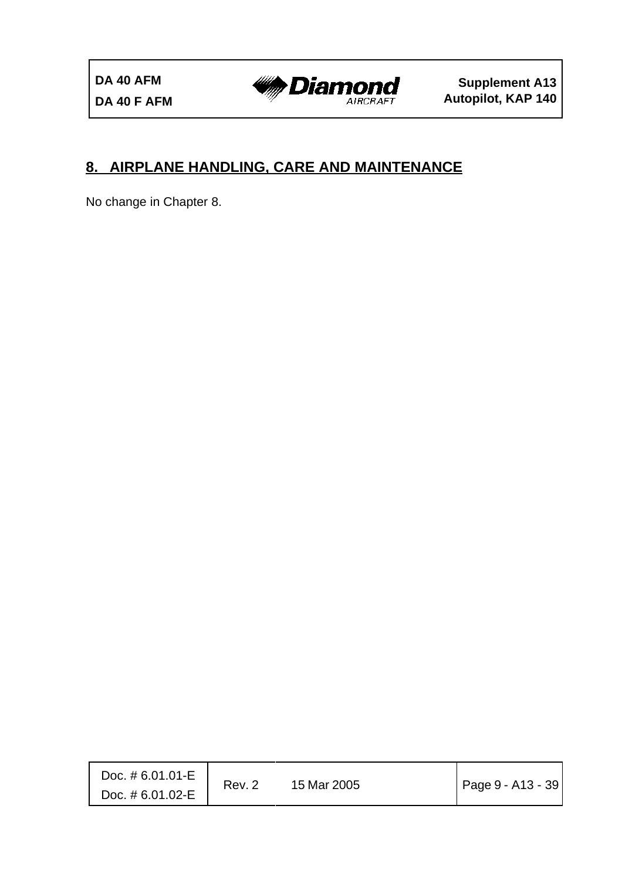## 8. AIRPLANE HANDLING, CARE AND MAINTENANCE

No change in Chapter 8.